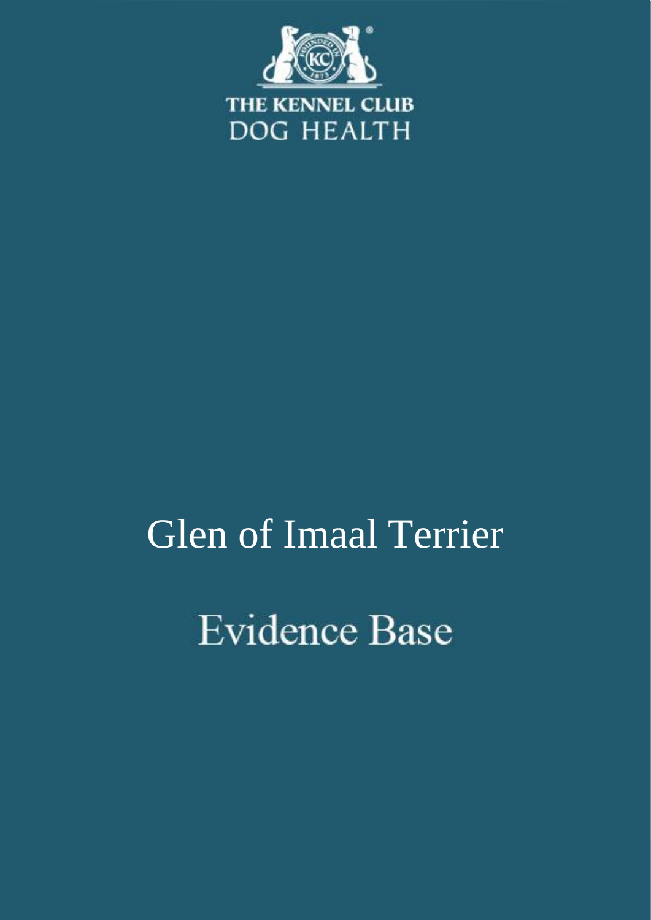THE KENNEL CLUB
DOG HEALTH

# Glen of Imaal Terrier

# Evidence Base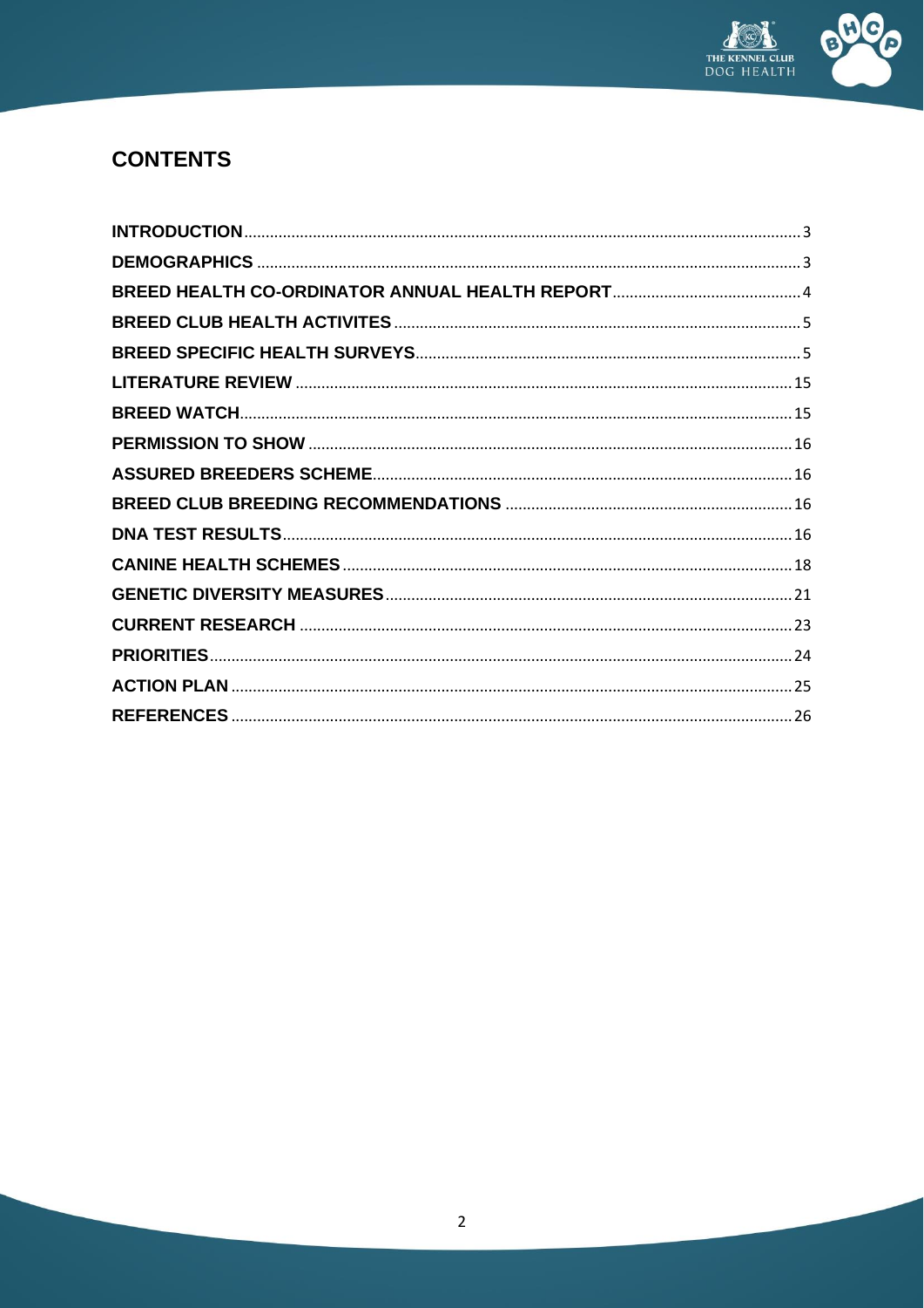## CONTENTS

| | |
|---|---|
| **INTRODUCTION** | 3 |
| **DEMOGRAPHICS** | 3 |
| **BREED HEALTH CO-ORDINATOR ANNUAL HEALTH REPORT** | 4 |
| **BREED CLUB HEALTH ACTIVITES** | 5 |
| **BREED SPECIFIC HEALTH SURVEYS** | 5 |
| **LITERATURE REVIEW** | 15 |
| **BREED WATCH** | 15 |
| **PERMISSION TO SHOW** | 16 |
| **ASSURED BREEDERS SCHEME** | 16 |
| **BREED CLUB BREEDING RECOMMENDATIONS** | 16 |
| **DNA TEST RESULTS** | 16 |
| **CANINE HEALTH SCHEMES** | 18 |
| **GENETIC DIVERSITY MEASURES** | 21 |
| **CURRENT RESEARCH** | 23 |
| **PRIORITIES** | 24 |
| **ACTION PLAN** | 25 |
| **REFERENCES** | 26 |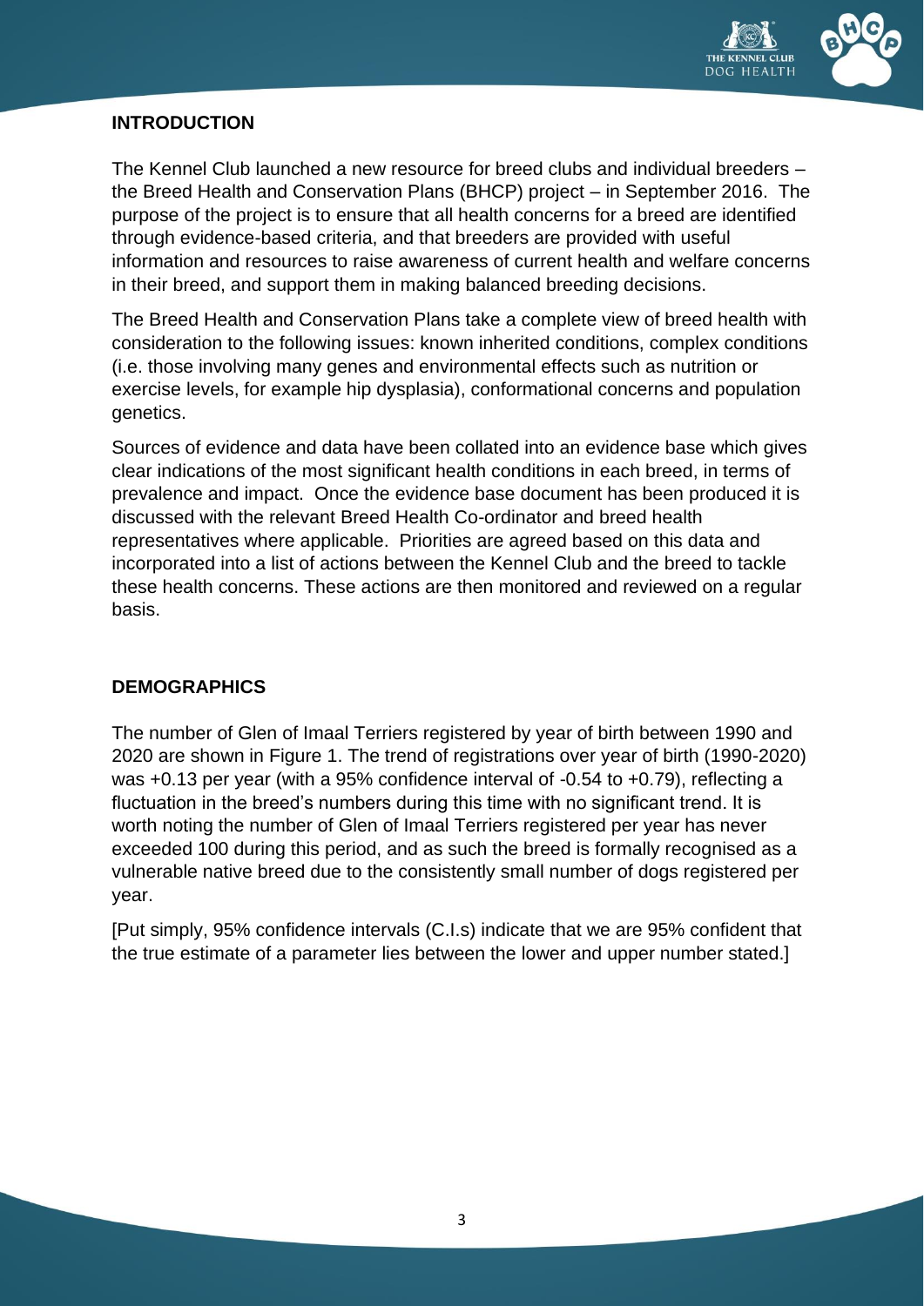## INTRODUCTION

The Kennel Club launched a new resource for breed clubs and individual breeders – the Breed Health and Conservation Plans (BHCP) project – in September 2016. The purpose of the project is to ensure that all health concerns for a breed are identified through evidence-based criteria, and that breeders are provided with useful information and resources to raise awareness of current health and welfare concerns in their breed, and support them in making balanced breeding decisions.

The Breed Health and Conservation Plans take a complete view of breed health with consideration to the following issues: known inherited conditions, complex conditions (i.e. those involving many genes and environmental effects such as nutrition or exercise levels, for example hip dysplasia), conformational concerns and population genetics.

Sources of evidence and data have been collated into an evidence base which gives clear indications of the most significant health conditions in each breed, in terms of prevalence and impact. Once the evidence base document has been produced it is discussed with the relevant Breed Health Co-ordinator and breed health representatives where applicable. Priorities are agreed based on this data and incorporated into a list of actions between the Kennel Club and the breed to tackle these health concerns. These actions are then monitored and reviewed on a regular basis.

## DEMOGRAPHICS

The number of Glen of Imaal Terriers registered by year of birth between 1990 and 2020 are shown in Figure 1. The trend of registrations over year of birth (1990-2020) was +0.13 per year (with a 95% confidence interval of -0.54 to +0.79), reflecting a fluctuation in the breed's numbers during this time with no significant trend. It is worth noting the number of Glen of Imaal Terriers registered per year has never exceeded 100 during this period, and as such the breed is formally recognised as a vulnerable native breed due to the consistently small number of dogs registered per year.

[Put simply, 95% confidence intervals (C.I.s) indicate that we are 95% confident that the true estimate of a parameter lies between the lower and upper number stated.]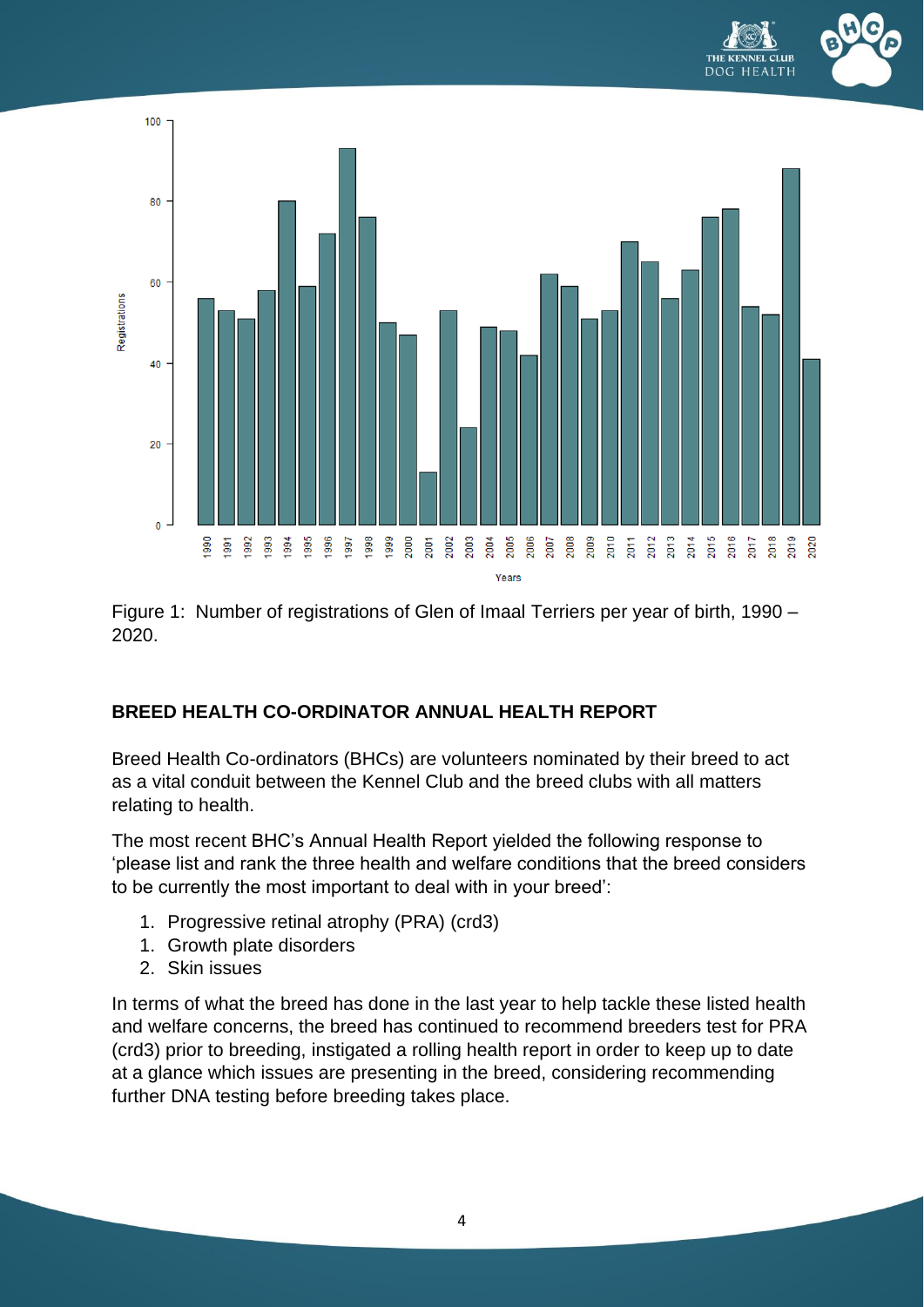Figure 1: Number of registrations of Glen of Imaal Terriers per year of birth, 1990 – 2020.

## BREED HEALTH CO-ORDINATOR ANNUAL HEALTH REPORT

Breed Health Co-ordinators (BHCs) are volunteers nominated by their breed to act as a vital conduit between the Kennel Club and the breed clubs with all matters relating to health.

The most recent BHC's Annual Health Report yielded the following response to 'please list and rank the three health and welfare conditions that the breed considers to be currently the most important to deal with in your breed':

1. Progressive retinal atrophy (PRA) (crd3)
1. Growth plate disorders
2. Skin issues

In terms of what the breed has done in the last year to help tackle these listed health and welfare concerns, the breed has continued to recommend breeders test for PRA (crd3) prior to breeding, instigated a rolling health report in order to keep up to date at a glance which issues are presenting in the breed, considering recommending further DNA testing before breeding takes place.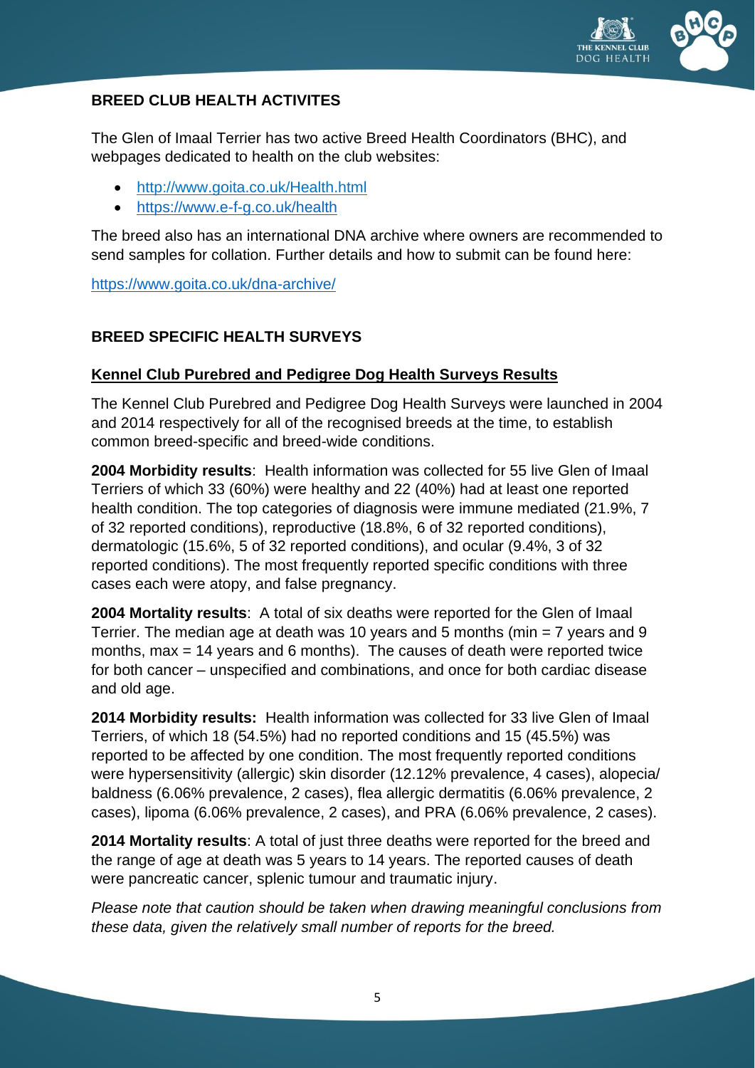## BREED CLUB HEALTH ACTIVITES

The Glen of Imaal Terrier has two active Breed Health Coordinators (BHC), and webpages dedicated to health on the club websites:

- http://www.goita.co.uk/Health.html
- https://www.e-f-g.co.uk/health

The breed also has an international DNA archive where owners are recommended to send samples for collation. Further details and how to submit can be found here:

https://www.goita.co.uk/dna-archive/

## BREED SPECIFIC HEALTH SURVEYS

### Kennel Club Purebred and Pedigree Dog Health Surveys Results

The Kennel Club Purebred and Pedigree Dog Health Surveys were launched in 2004 and 2014 respectively for all of the recognised breeds at the time, to establish common breed-specific and breed-wide conditions.

**2004 Morbidity results**: Health information was collected for 55 live Glen of Imaal Terriers of which 33 (60%) were healthy and 22 (40%) had at least one reported health condition. The top categories of diagnosis were immune mediated (21.9%, 7 of 32 reported conditions), reproductive (18.8%, 6 of 32 reported conditions), dermatologic (15.6%, 5 of 32 reported conditions), and ocular (9.4%, 3 of 32 reported conditions). The most frequently reported specific conditions with three cases each were atopy, and false pregnancy.

**2004 Mortality results**: A total of six deaths were reported for the Glen of Imaal Terrier. The median age at death was 10 years and 5 months (min = 7 years and 9 months, max = 14 years and 6 months). The causes of death were reported twice for both cancer – unspecified and combinations, and once for both cardiac disease and old age.

**2014 Morbidity results:** Health information was collected for 33 live Glen of Imaal Terriers, of which 18 (54.5%) had no reported conditions and 15 (45.5%) was reported to be affected by one condition. The most frequently reported conditions were hypersensitivity (allergic) skin disorder (12.12% prevalence, 4 cases), alopecia/ baldness (6.06% prevalence, 2 cases), flea allergic dermatitis (6.06% prevalence, 2 cases), lipoma (6.06% prevalence, 2 cases), and PRA (6.06% prevalence, 2 cases).

**2014 Mortality results**: A total of just three deaths were reported for the breed and the range of age at death was 5 years to 14 years. The reported causes of death were pancreatic cancer, splenic tumour and traumatic injury.

*Please note that caution should be taken when drawing meaningful conclusions from these data, given the relatively small number of reports for the breed.*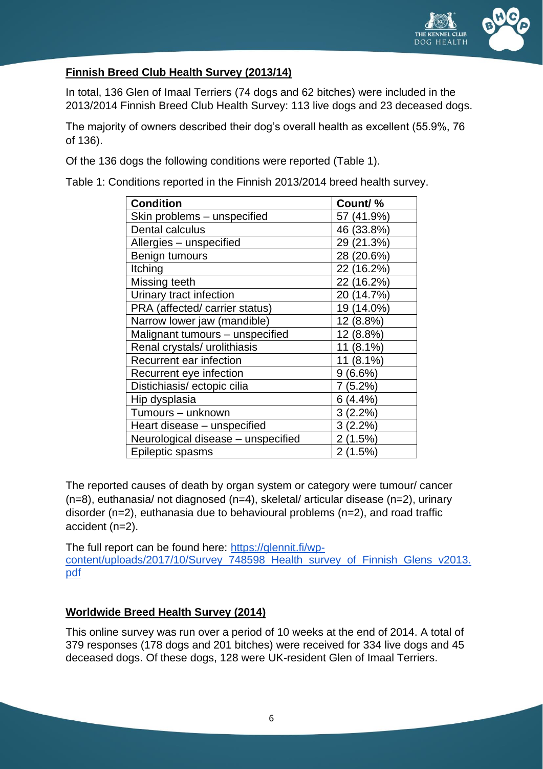### Finnish Breed Club Health Survey (2013/14)

In total, 136 Glen of Imaal Terriers (74 dogs and 62 bitches) were included in the 2013/2014 Finnish Breed Club Health Survey: 113 live dogs and 23 deceased dogs.

The majority of owners described their dog's overall health as excellent (55.9%, 76 of 136).

Of the 136 dogs the following conditions were reported (Table 1).

Table 1: Conditions reported in the Finnish 2013/2014 breed health survey.

| Condition | Count/ % |
|---|---|
| Skin problems – unspecified | 57 (41.9%) |
| Dental calculus | 46 (33.8%) |
| Allergies – unspecified | 29 (21.3%) |
| Benign tumours | 28 (20.6%) |
| Itching | 22 (16.2%) |
| Missing teeth | 22 (16.2%) |
| Urinary tract infection | 20 (14.7%) |
| PRA (affected/ carrier status) | 19 (14.0%) |
| Narrow lower jaw (mandible) | 12 (8.8%) |
| Malignant tumours – unspecified | 12 (8.8%) |
| Renal crystals/ urolithiasis | 11 (8.1%) |
| Recurrent ear infection | 11 (8.1%) |
| Recurrent eye infection | 9 (6.6%) |
| Distichiasis/ ectopic cilia | 7 (5.2%) |
| Hip dysplasia | 6 (4.4%) |
| Tumours – unknown | 3 (2.2%) |
| Heart disease – unspecified | 3 (2.2%) |
| Neurological disease – unspecified | 2 (1.5%) |
| Epileptic spasms | 2 (1.5%) |

The reported causes of death by organ system or category were tumour/ cancer (n=8), euthanasia/ not diagnosed (n=4), skeletal/ articular disease (n=2), urinary disorder (n=2), euthanasia due to behavioural problems (n=2), and road traffic accident (n=2).

The full report can be found here: [https://glennit.fi/wp-content/uploads/2017/10/Survey_748598_Health_survey_of_Finnish_Glens_v2013.pdf](https://glennit.fi/wp-content/uploads/2017/10/Survey_748598_Health_survey_of_Finnish_Glens_v2013.pdf)

### Worldwide Breed Health Survey (2014)

This online survey was run over a period of 10 weeks at the end of 2014. A total of 379 responses (178 dogs and 201 bitches) were received for 334 live dogs and 45 deceased dogs. Of these dogs, 128 were UK-resident Glen of Imaal Terriers.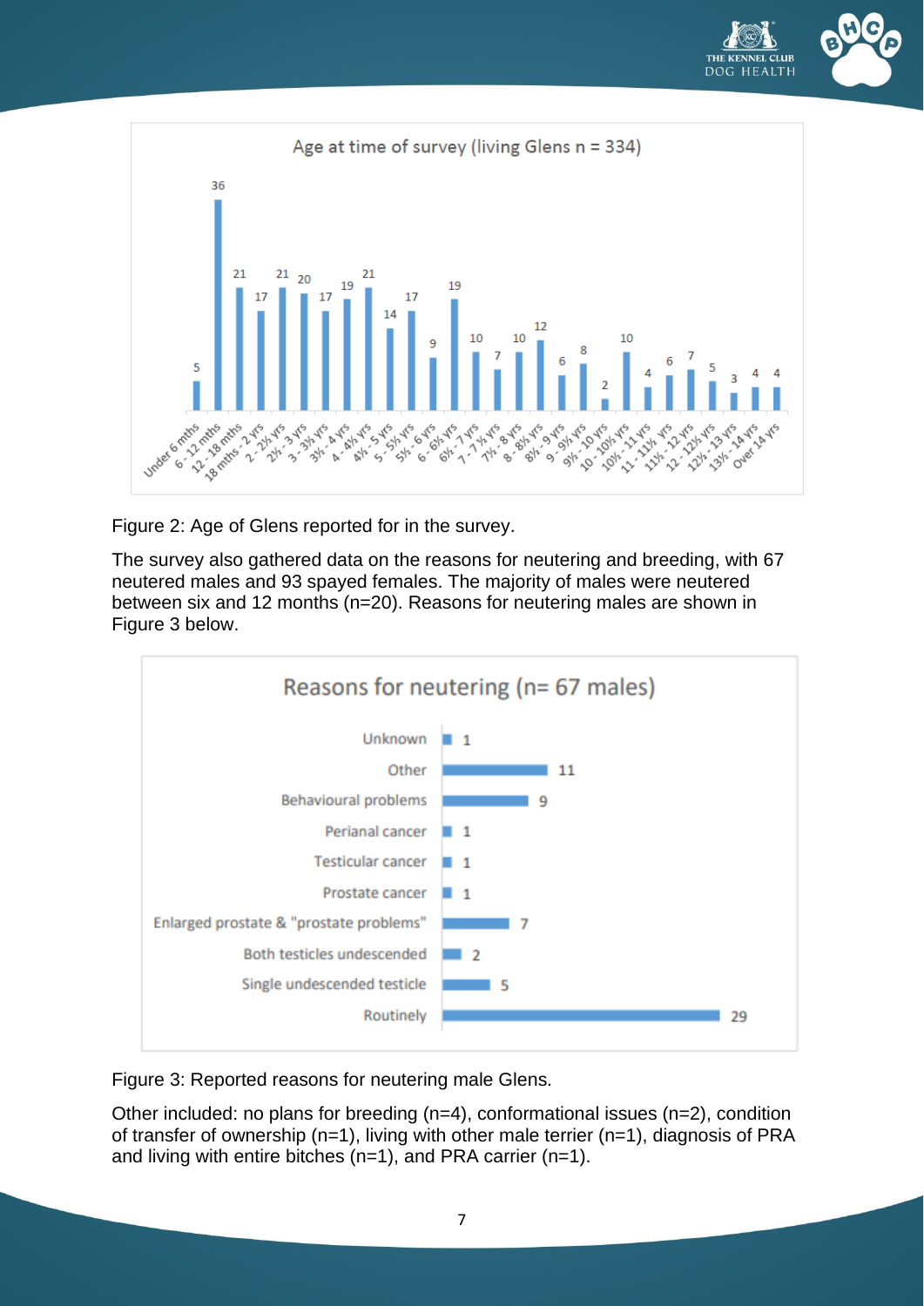Figure 2: Age of Glens reported for in the survey.

The survey also gathered data on the reasons for neutering and breeding, with 67 neutered males and 93 spayed females. The majority of males were neutered between six and 12 months (n=20). Reasons for neutering males are shown in Figure 3 below.

Figure 3: Reported reasons for neutering male Glens.

Other included: no plans for breeding (n=4), conformational issues (n=2), condition of transfer of ownership (n=1), living with other male terrier (n=1), diagnosis of PRA and living with entire bitches (n=1), and PRA carrier (n=1).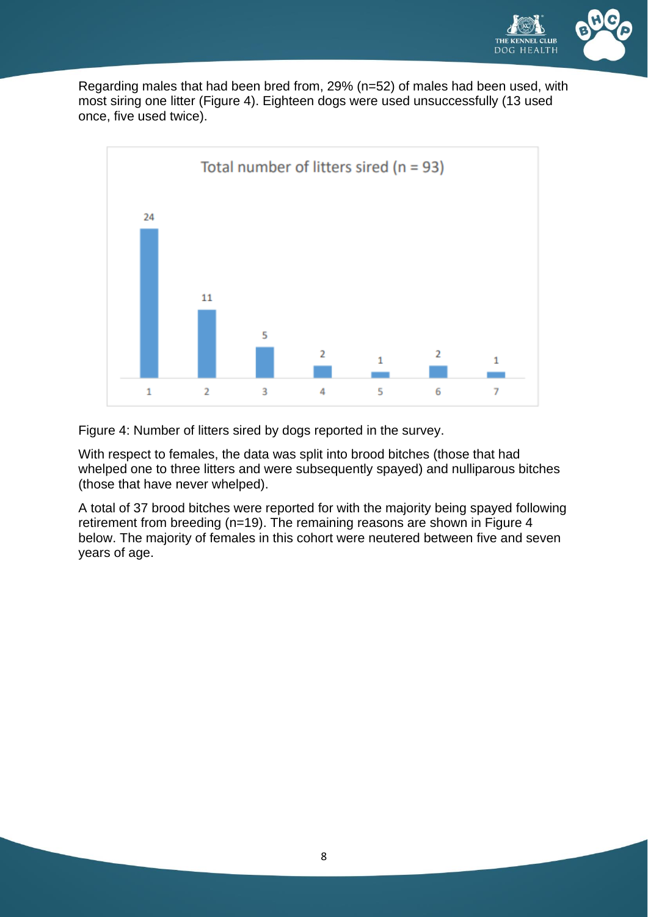Regarding males that had been bred from, 29% (n=52) of males had been used, with most siring one litter (Figure 4). Eighteen dogs were used unsuccessfully (13 used once, five used twice).

Total number of litters sired (n = 93)

| Number of litters | 1 | 2 | 3 | 4 | 5 | 6 | 7 |
|---|---|---|---|---|---|---|---|
| Number of dogs | 24 | 11 | 5 | 2 | 1 | 2 | 1 |

Figure 4: Number of litters sired by dogs reported in the survey.

With respect to females, the data was split into brood bitches (those that had whelped one to three litters and were subsequently spayed) and nulliparous bitches (those that have never whelped).

A total of 37 brood bitches were reported for with the majority being spayed following retirement from breeding (n=19). The remaining reasons are shown in Figure 4 below. The majority of females in this cohort were neutered between five and seven years of age.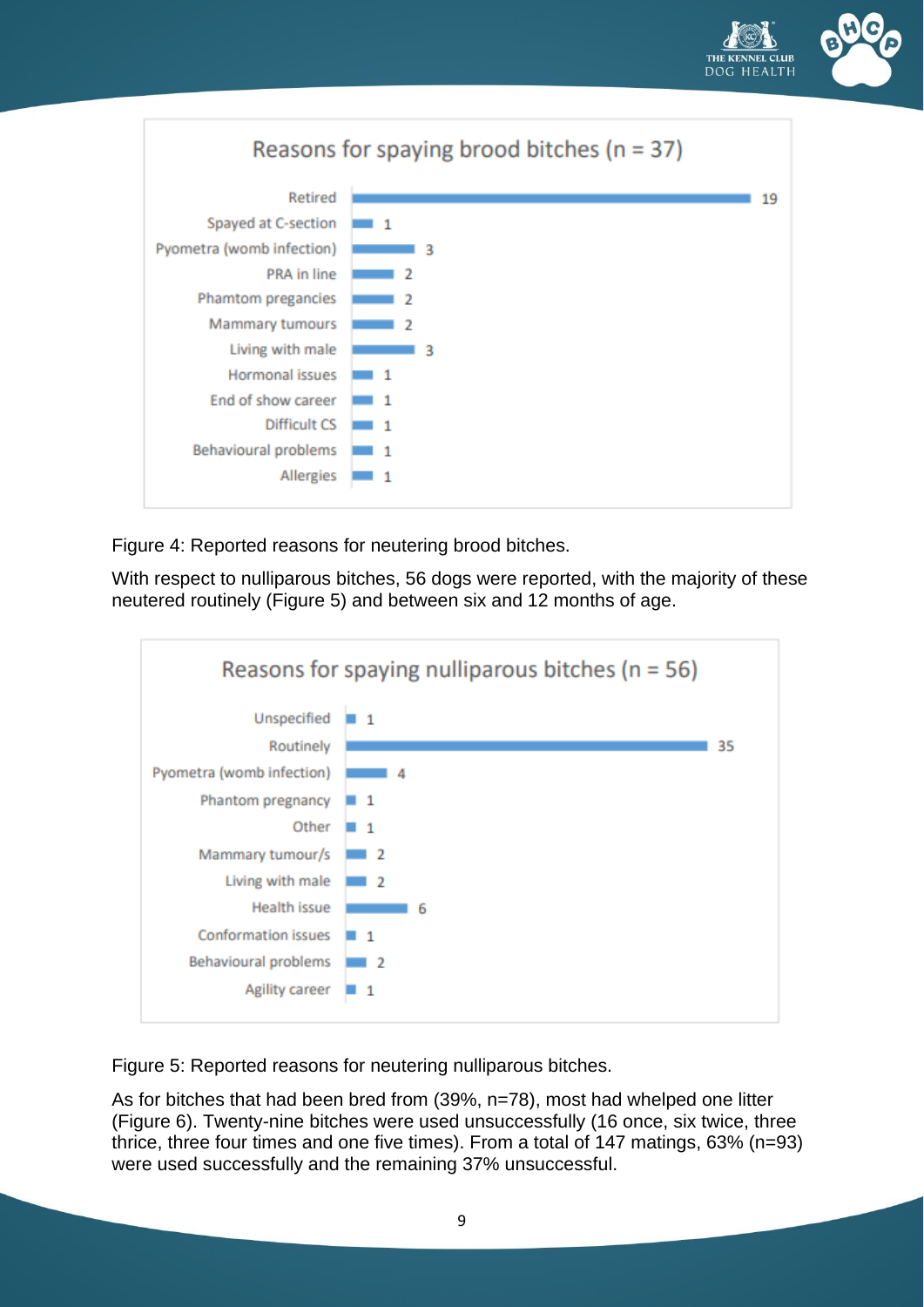**Reasons for spaying brood bitches (n = 37)**

| Reason | Count |
|---|---|
| Retired | 19 |
| Spayed at C-section | 1 |
| Pyometra (womb infection) | 3 |
| PRA in line | 2 |
| Phamtom pregancies | 2 |
| Mammary tumours | 2 |
| Living with male | 3 |
| Hormonal issues | 1 |
| End of show career | 1 |
| Difficult CS | 1 |
| Behavioural problems | 1 |
| Allergies | 1 |

Figure 4: Reported reasons for neutering brood bitches.

With respect to nulliparous bitches, 56 dogs were reported, with the majority of these neutered routinely (Figure 5) and between six and 12 months of age.

**Reasons for spaying nulliparous bitches (n = 56)**

| Reason | Count |
|---|---|
| Unspecified | 1 |
| Routinely | 35 |
| Pyometra (womb infection) | 4 |
| Phantom pregnancy | 1 |
| Other | 1 |
| Mammary tumour/s | 2 |
| Living with male | 2 |
| Health issue | 6 |
| Conformation issues | 1 |
| Behavioural problems | 2 |
| Agility career | 1 |

Figure 5: Reported reasons for neutering nulliparous bitches.

As for bitches that had been bred from (39%, n=78), most had whelped one litter (Figure 6). Twenty-nine bitches were used unsuccessfully (16 once, six twice, three thrice, three four times and one five times). From a total of 147 matings, 63% (n=93) were used successfully and the remaining 37% unsuccessful.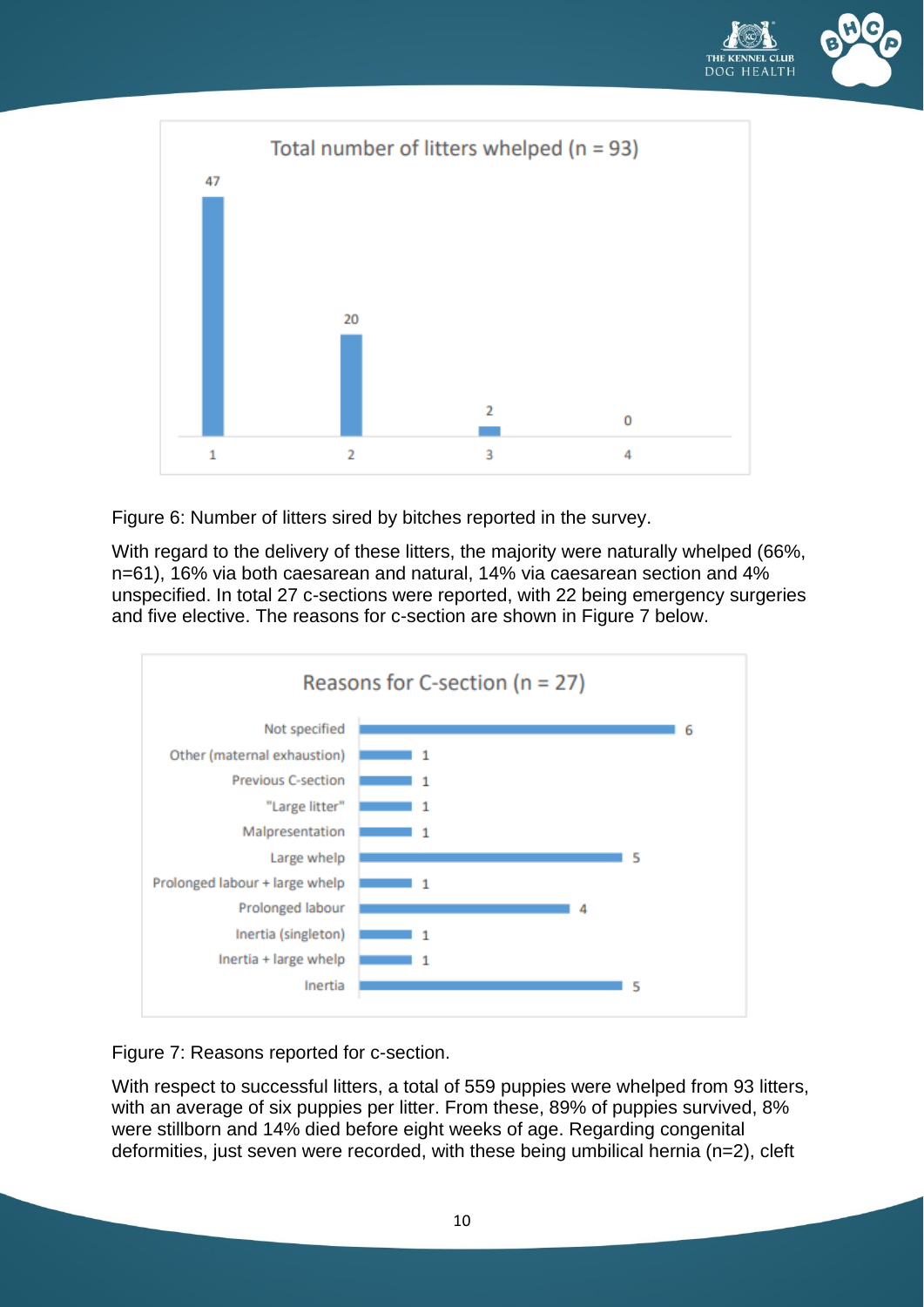**Total number of litters whelped (n = 93)**

| Number of litters | Count |
| --- | --- |
| 1 | 47 |
| 2 | 20 |
| 3 | 2 |
| 4 | 0 |

Figure 6: Number of litters sired by bitches reported in the survey.

With regard to the delivery of these litters, the majority were naturally whelped (66%, n=61), 16% via both caesarean and natural, 14% via caesarean section and 4% unspecified. In total 27 c-sections were reported, with 22 being emergency surgeries and five elective. The reasons for c-section are shown in Figure 7 below.

**Reasons for C-section (n = 27)**

| Reason | Count |
| --- | --- |
| Not specified | 6 |
| Other (maternal exhaustion) | 1 |
| Previous C-section | 1 |
| "Large litter" | 1 |
| Malpresentation | 1 |
| Large whelp | 5 |
| Prolonged labour + large whelp | 1 |
| Prolonged labour | 4 |
| Inertia (singleton) | 1 |
| Inertia + large whelp | 1 |
| Inertia | 5 |

Figure 7: Reasons reported for c-section.

With respect to successful litters, a total of 559 puppies were whelped from 93 litters, with an average of six puppies per litter. From these, 89% of puppies survived, 8% were stillborn and 14% died before eight weeks of age. Regarding congenital deformities, just seven were recorded, with these being umbilical hernia (n=2), cleft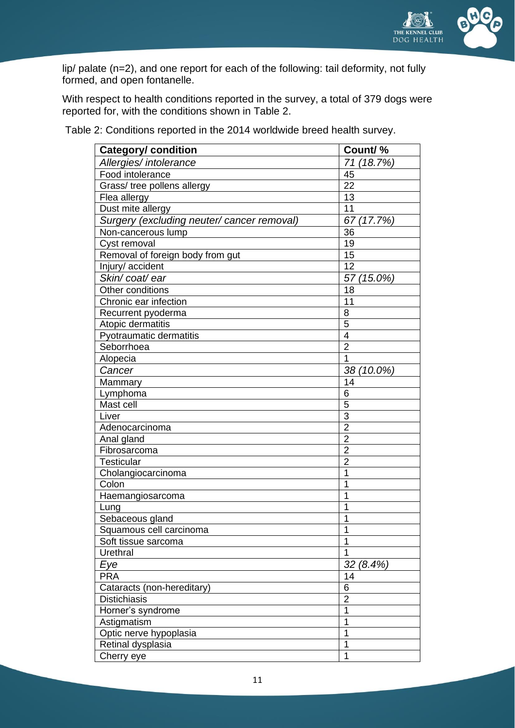lip/ palate (n=2), and one report for each of the following: tail deformity, not fully formed, and open fontanelle.

With respect to health conditions reported in the survey, a total of 379 dogs were reported for, with the conditions shown in Table 2.

Table 2: Conditions reported in the 2014 worldwide breed health survey.

| Category/ condition | Count/ % |
|---|---|
| *Allergies/ intolerance* | *71 (18.7%)* |
| Food intolerance | 45 |
| Grass/ tree pollens allergy | 22 |
| Flea allergy | 13 |
| Dust mite allergy | 11 |
| *Surgery (excluding neuter/ cancer removal)* | *67 (17.7%)* |
| Non-cancerous lump | 36 |
| Cyst removal | 19 |
| Removal of foreign body from gut | 15 |
| Injury/ accident | 12 |
| *Skin/ coat/ ear* | *57 (15.0%)* |
| Other conditions | 18 |
| Chronic ear infection | 11 |
| Recurrent pyoderma | 8 |
| Atopic dermatitis | 5 |
| Pyotraumatic dermatitis | 4 |
| Seborrhoea | 2 |
| Alopecia | 1 |
| *Cancer* | *38 (10.0%)* |
| Mammary | 14 |
| Lymphoma | 6 |
| Mast cell | 5 |
| Liver | 3 |
| Adenocarcinoma | 2 |
| Anal gland | 2 |
| Fibrosarcoma | 2 |
| Testicular | 2 |
| Cholangiocarcinoma | 1 |
| Colon | 1 |
| Haemangiosarcoma | 1 |
| Lung | 1 |
| Sebaceous gland | 1 |
| Squamous cell carcinoma | 1 |
| Soft tissue sarcoma | 1 |
| Urethral | 1 |
| *Eye* | *32 (8.4%)* |
| PRA | 14 |
| Cataracts (non-hereditary) | 6 |
| Distichiasis | 2 |
| Horner's syndrome | 1 |
| Astigmatism | 1 |
| Optic nerve hypoplasia | 1 |
| Retinal dysplasia | 1 |
| Cherry eye | 1 |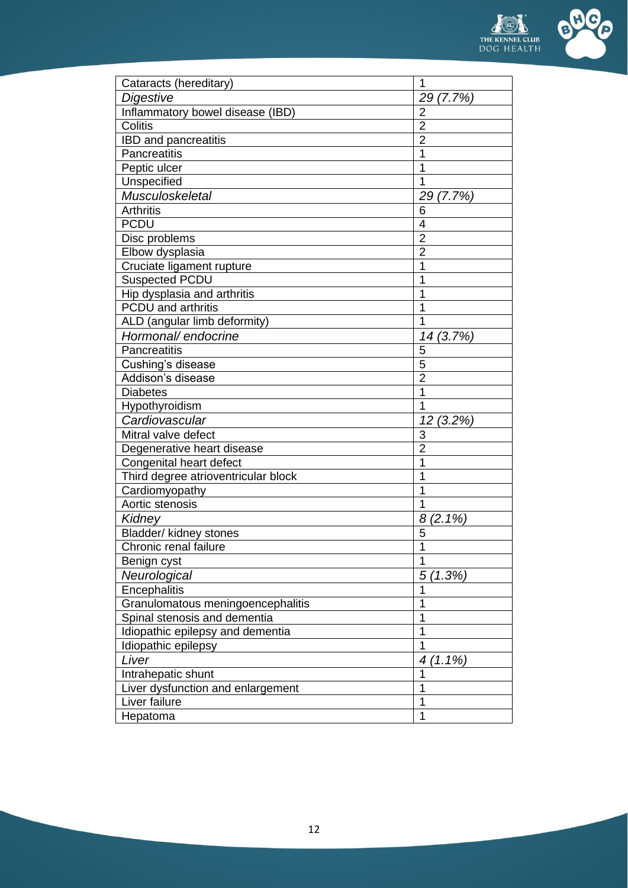| Cataracts (hereditary) | 1 |
|---|---|
| *Digestive* | *29 (7.7%)* |
| Inflammatory bowel disease (IBD) | 2 |
| Colitis | 2 |
| IBD and pancreatitis | 2 |
| Pancreatitis | 1 |
| Peptic ulcer | 1 |
| Unspecified | 1 |
| *Musculoskeletal* | *29 (7.7%)* |
| Arthritis | 6 |
| PCDU | 4 |
| Disc problems | 2 |
| Elbow dysplasia | 2 |
| Cruciate ligament rupture | 1 |
| Suspected PCDU | 1 |
| Hip dysplasia and arthritis | 1 |
| PCDU and arthritis | 1 |
| ALD (angular limb deformity) | 1 |
| *Hormonal/ endocrine* | *14 (3.7%)* |
| Pancreatitis | 5 |
| Cushing's disease | 5 |
| Addison's disease | 2 |
| Diabetes | 1 |
| Hypothyroidism | 1 |
| *Cardiovascular* | *12 (3.2%)* |
| Mitral valve defect | 3 |
| Degenerative heart disease | 2 |
| Congenital heart defect | 1 |
| Third degree atrioventricular block | 1 |
| Cardiomyopathy | 1 |
| Aortic stenosis | 1 |
| *Kidney* | *8 (2.1%)* |
| Bladder/ kidney stones | 5 |
| Chronic renal failure | 1 |
| Benign cyst | 1 |
| *Neurological* | *5 (1.3%)* |
| Encephalitis | 1 |
| Granulomatous meningoencephalitis | 1 |
| Spinal stenosis and dementia | 1 |
| Idiopathic epilepsy and dementia | 1 |
| Idiopathic epilepsy | 1 |
| *Liver* | *4 (1.1%)* |
| Intrahepatic shunt | 1 |
| Liver dysfunction and enlargement | 1 |
| Liver failure | 1 |
| Hepatoma | 1 |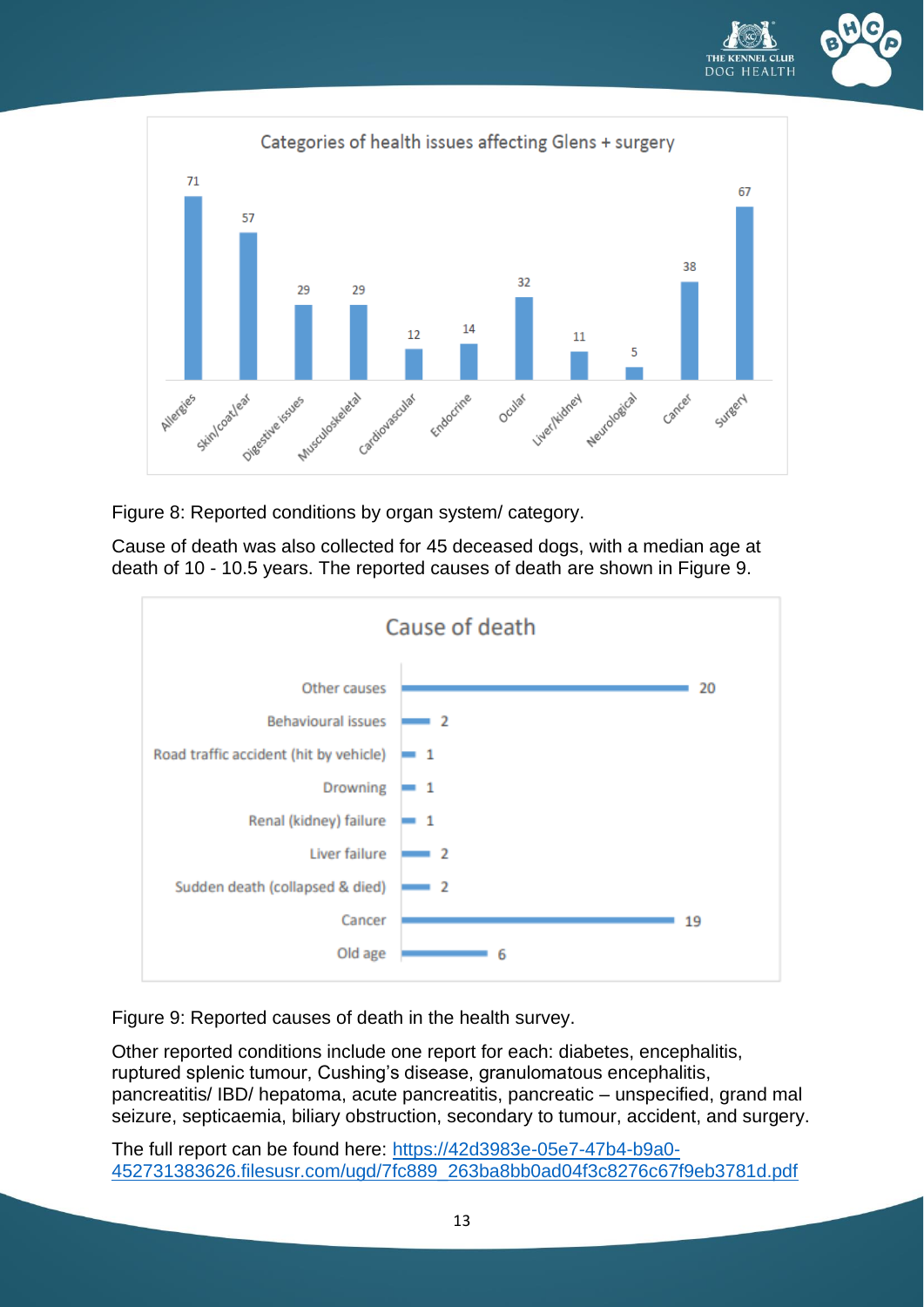**Categories of health issues affecting Glens + surgery**

| Category | Count |
|---|---|
| Allergies | 71 |
| Skin/coat/ear | 57 |
| Digestive issues | 29 |
| Musculoskeletal | 29 |
| Cardiovascular | 12 |
| Endocrine | 14 |
| Ocular | 32 |
| Liver/kidney | 11 |
| Neurological | 5 |
| Cancer | 38 |
| Surgery | 67 |

Figure 8: Reported conditions by organ system/ category.

Cause of death was also collected for 45 deceased dogs, with a median age at death of 10 - 10.5 years. The reported causes of death are shown in Figure 9.

**Cause of death**

| Cause | Count |
|---|---|
| Other causes | 20 |
| Behavioural issues | 2 |
| Road traffic accident (hit by vehicle) | 1 |
| Drowning | 1 |
| Renal (kidney) failure | 1 |
| Liver failure | 2 |
| Sudden death (collapsed & died) | 2 |
| Cancer | 19 |
| Old age | 6 |

Figure 9: Reported causes of death in the health survey.

Other reported conditions include one report for each: diabetes, encephalitis, ruptured splenic tumour, Cushing's disease, granulomatous encephalitis, pancreatitis/ IBD/ hepatoma, acute pancreatitis, pancreatic – unspecified, grand mal seizure, septicaemia, biliary obstruction, secondary to tumour, accident, and surgery.

The full report can be found here: https://42d3983e-05e7-47b4-b9a0-452731383626.filesusr.com/ugd/7fc889_263ba8bb0ad04f3c8276c67f9eb3781d.pdf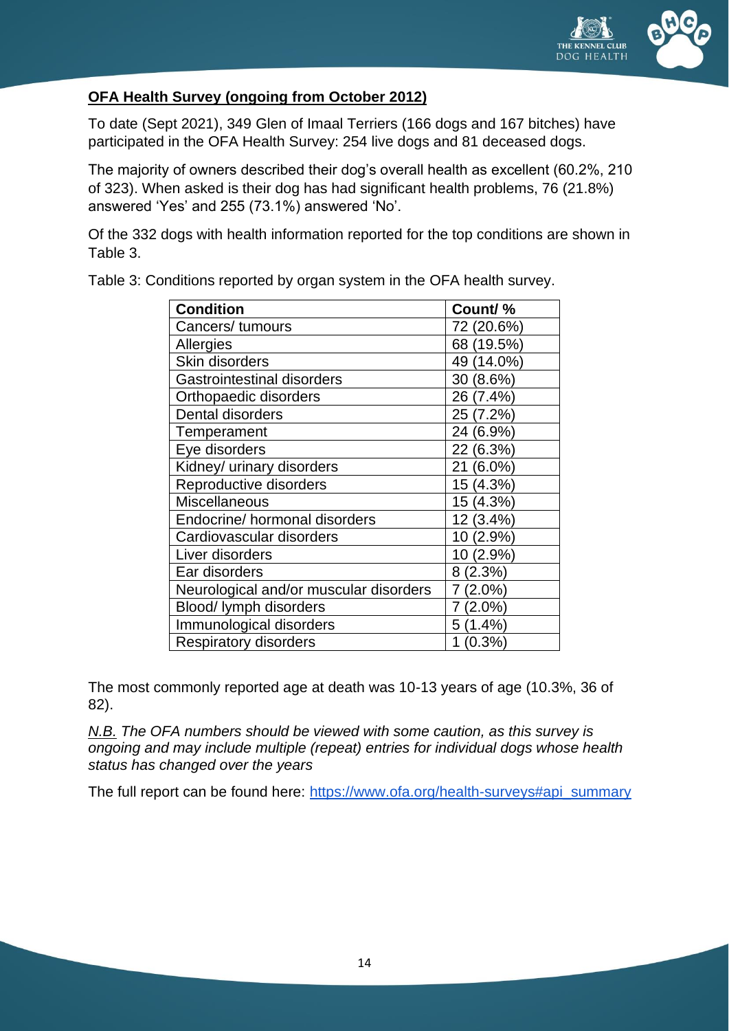**<u>OFA Health Survey (ongoing from October 2012)</u>**

To date (Sept 2021), 349 Glen of Imaal Terriers (166 dogs and 167 bitches) have participated in the OFA Health Survey: 254 live dogs and 81 deceased dogs.

The majority of owners described their dog's overall health as excellent (60.2%, 210 of 323). When asked is their dog has had significant health problems, 76 (21.8%) answered 'Yes' and 255 (73.1%) answered 'No'.

Of the 332 dogs with health information reported for the top conditions are shown in Table 3.

Table 3: Conditions reported by organ system in the OFA health survey.

| Condition | Count/ % |
| --- | --- |
| Cancers/ tumours | 72 (20.6%) |
| Allergies | 68 (19.5%) |
| Skin disorders | 49 (14.0%) |
| Gastrointestinal disorders | 30 (8.6%) |
| Orthopaedic disorders | 26 (7.4%) |
| Dental disorders | 25 (7.2%) |
| Temperament | 24 (6.9%) |
| Eye disorders | 22 (6.3%) |
| Kidney/ urinary disorders | 21 (6.0%) |
| Reproductive disorders | 15 (4.3%) |
| Miscellaneous | 15 (4.3%) |
| Endocrine/ hormonal disorders | 12 (3.4%) |
| Cardiovascular disorders | 10 (2.9%) |
| Liver disorders | 10 (2.9%) |
| Ear disorders | 8 (2.3%) |
| Neurological and/or muscular disorders | 7 (2.0%) |
| Blood/ lymph disorders | 7 (2.0%) |
| Immunological disorders | 5 (1.4%) |
| Respiratory disorders | 1 (0.3%) |

The most commonly reported age at death was 10-13 years of age (10.3%, 36 of 82).

*<u>N.B.</u> The OFA numbers should be viewed with some caution, as this survey is ongoing and may include multiple (repeat) entries for individual dogs whose health status has changed over the years*

The full report can be found here: https://www.ofa.org/health-surveys#api_summary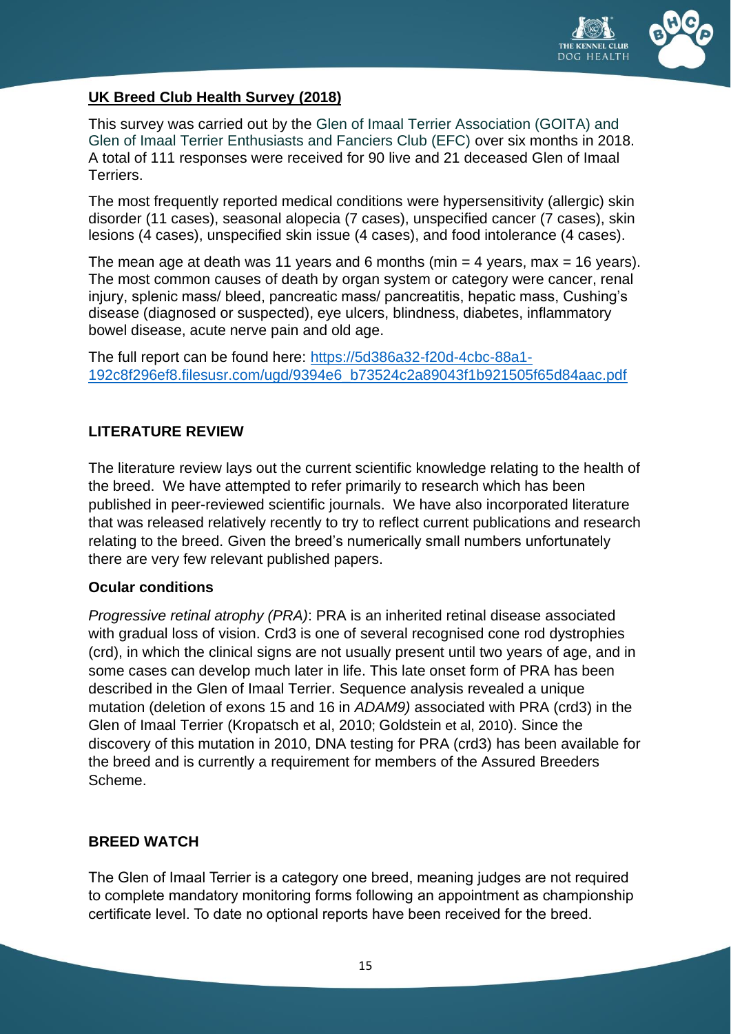**UK Breed Club Health Survey (2018)**

This survey was carried out by the Glen of Imaal Terrier Association (GOITA) and Glen of Imaal Terrier Enthusiasts and Fanciers Club (EFC) over six months in 2018. A total of 111 responses were received for 90 live and 21 deceased Glen of Imaal Terriers.

The most frequently reported medical conditions were hypersensitivity (allergic) skin disorder (11 cases), seasonal alopecia (7 cases), unspecified cancer (7 cases), skin lesions (4 cases), unspecified skin issue (4 cases), and food intolerance (4 cases).

The mean age at death was 11 years and 6 months (min = 4 years, max = 16 years). The most common causes of death by organ system or category were cancer, renal injury, splenic mass/ bleed, pancreatic mass/ pancreatitis, hepatic mass, Cushing's disease (diagnosed or suspected), eye ulcers, blindness, diabetes, inflammatory bowel disease, acute nerve pain and old age.

The full report can be found here: [https://5d386a32-f20d-4cbc-88a1-192c8f296ef8.filesusr.com/ugd/9394e6_b73524c2a89043f1b921505f65d84aac.pdf](https://5d386a32-f20d-4cbc-88a1-192c8f296ef8.filesusr.com/ugd/9394e6_b73524c2a89043f1b921505f65d84aac.pdf)

## LITERATURE REVIEW

The literature review lays out the current scientific knowledge relating to the health of the breed. We have attempted to refer primarily to research which has been published in peer-reviewed scientific journals. We have also incorporated literature that was released relatively recently to try to reflect current publications and research relating to the breed. Given the breed's numerically small numbers unfortunately there are very few relevant published papers.

### Ocular conditions

*Progressive retinal atrophy (PRA)*: PRA is an inherited retinal disease associated with gradual loss of vision. Crd3 is one of several recognised cone rod dystrophies (crd), in which the clinical signs are not usually present until two years of age, and in some cases can develop much later in life. This late onset form of PRA has been described in the Glen of Imaal Terrier. Sequence analysis revealed a unique mutation (deletion of exons 15 and 16 in *ADAM9)* associated with PRA (crd3) in the Glen of Imaal Terrier (Kropatsch et al, 2010; Goldstein et al, 2010). Since the discovery of this mutation in 2010, DNA testing for PRA (crd3) has been available for the breed and is currently a requirement for members of the Assured Breeders Scheme.

## BREED WATCH

The Glen of Imaal Terrier is a category one breed, meaning judges are not required to complete mandatory monitoring forms following an appointment as championship certificate level. To date no optional reports have been received for the breed.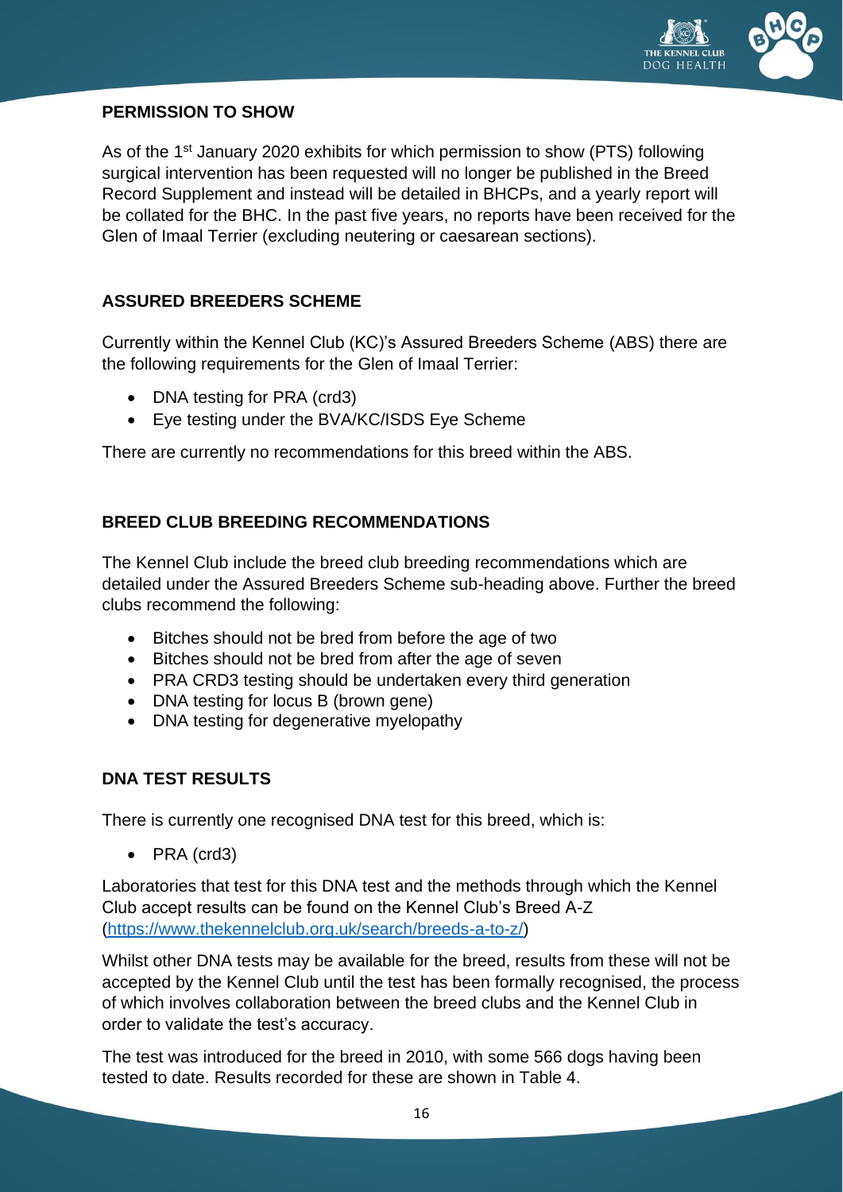## PERMISSION TO SHOW

As of the 1st January 2020 exhibits for which permission to show (PTS) following surgical intervention has been requested will no longer be published in the Breed Record Supplement and instead will be detailed in BHCPs, and a yearly report will be collated for the BHC. In the past five years, no reports have been received for the Glen of Imaal Terrier (excluding neutering or caesarean sections).

## ASSURED BREEDERS SCHEME

Currently within the Kennel Club (KC)'s Assured Breeders Scheme (ABS) there are the following requirements for the Glen of Imaal Terrier:

- DNA testing for PRA (crd3)
- Eye testing under the BVA/KC/ISDS Eye Scheme

There are currently no recommendations for this breed within the ABS.

## BREED CLUB BREEDING RECOMMENDATIONS

The Kennel Club include the breed club breeding recommendations which are detailed under the Assured Breeders Scheme sub-heading above. Further the breed clubs recommend the following:

- Bitches should not be bred from before the age of two
- Bitches should not be bred from after the age of seven
- PRA CRD3 testing should be undertaken every third generation
- DNA testing for locus B (brown gene)
- DNA testing for degenerative myelopathy

## DNA TEST RESULTS

There is currently one recognised DNA test for this breed, which is:

- PRA (crd3)

Laboratories that test for this DNA test and the methods through which the Kennel Club accept results can be found on the Kennel Club's Breed A-Z (https://www.thekennelclub.org.uk/search/breeds-a-to-z/)

Whilst other DNA tests may be available for the breed, results from these will not be accepted by the Kennel Club until the test has been formally recognised, the process of which involves collaboration between the breed clubs and the Kennel Club in order to validate the test's accuracy.

The test was introduced for the breed in 2010, with some 566 dogs having been tested to date. Results recorded for these are shown in Table 4.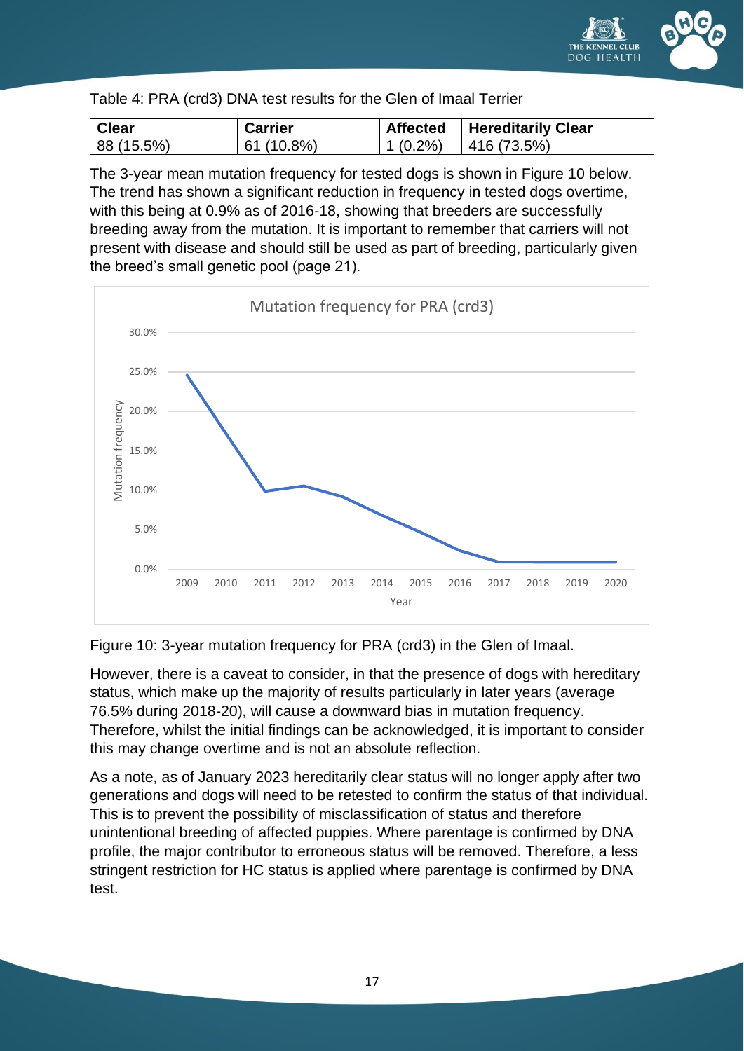Table 4: PRA (crd3) DNA test results for the Glen of Imaal Terrier

| Clear | Carrier | Affected | Hereditarily Clear |
|---|---|---|---|
| 88 (15.5%) | 61 (10.8%) | 1 (0.2%) | 416 (73.5%) |

The 3-year mean mutation frequency for tested dogs is shown in Figure 10 below. The trend has shown a significant reduction in frequency in tested dogs overtime, with this being at 0.9% as of 2016-18, showing that breeders are successfully breeding away from the mutation. It is important to remember that carriers will not present with disease and should still be used as part of breeding, particularly given the breed's small genetic pool (page 21).

Figure 10: 3-year mutation frequency for PRA (crd3) in the Glen of Imaal.

However, there is a caveat to consider, in that the presence of dogs with hereditary status, which make up the majority of results particularly in later years (average 76.5% during 2018-20), will cause a downward bias in mutation frequency. Therefore, whilst the initial findings can be acknowledged, it is important to consider this may change overtime and is not an absolute reflection.

As a note, as of January 2023 hereditarily clear status will no longer apply after two generations and dogs will need to be retested to confirm the status of that individual. This is to prevent the possibility of misclassification of status and therefore unintentional breeding of affected puppies. Where parentage is confirmed by DNA profile, the major contributor to erroneous status will be removed. Therefore, a less stringent restriction for HC status is applied where parentage is confirmed by DNA test.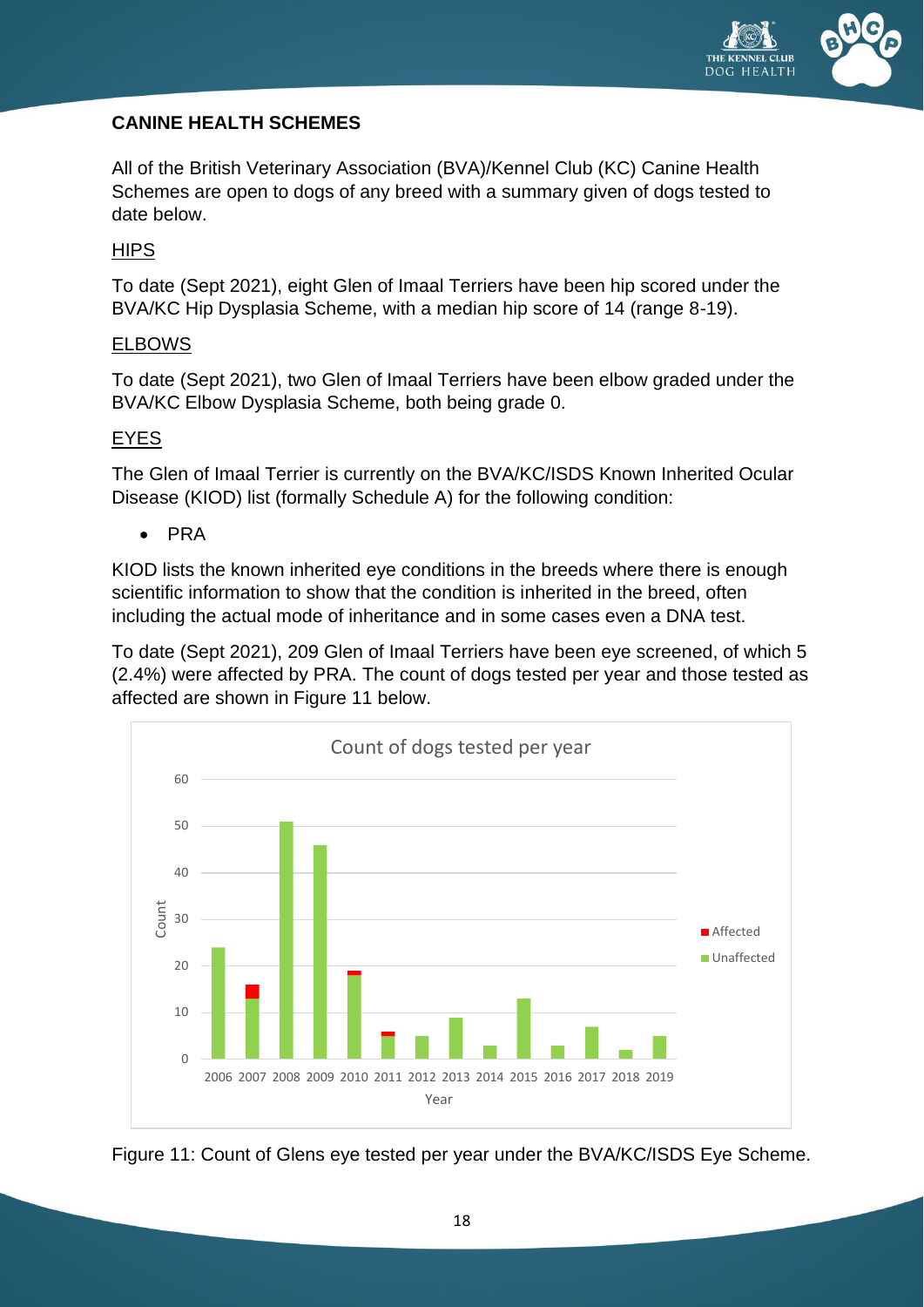## CANINE HEALTH SCHEMES

All of the British Veterinary Association (BVA)/Kennel Club (KC) Canine Health Schemes are open to dogs of any breed with a summary given of dogs tested to date below.

### HIPS

To date (Sept 2021), eight Glen of Imaal Terriers have been hip scored under the BVA/KC Hip Dysplasia Scheme, with a median hip score of 14 (range 8-19).

### ELBOWS

To date (Sept 2021), two Glen of Imaal Terriers have been elbow graded under the BVA/KC Elbow Dysplasia Scheme, both being grade 0.

### EYES

The Glen of Imaal Terrier is currently on the BVA/KC/ISDS Known Inherited Ocular Disease (KIOD) list (formally Schedule A) for the following condition:

- PRA

KIOD lists the known inherited eye conditions in the breeds where there is enough scientific information to show that the condition is inherited in the breed, often including the actual mode of inheritance and in some cases even a DNA test.

To date (Sept 2021), 209 Glen of Imaal Terriers have been eye screened, of which 5 (2.4%) were affected by PRA. The count of dogs tested per year and those tested as affected are shown in Figure 11 below.

Figure 11: Count of Glens eye tested per year under the BVA/KC/ISDS Eye Scheme.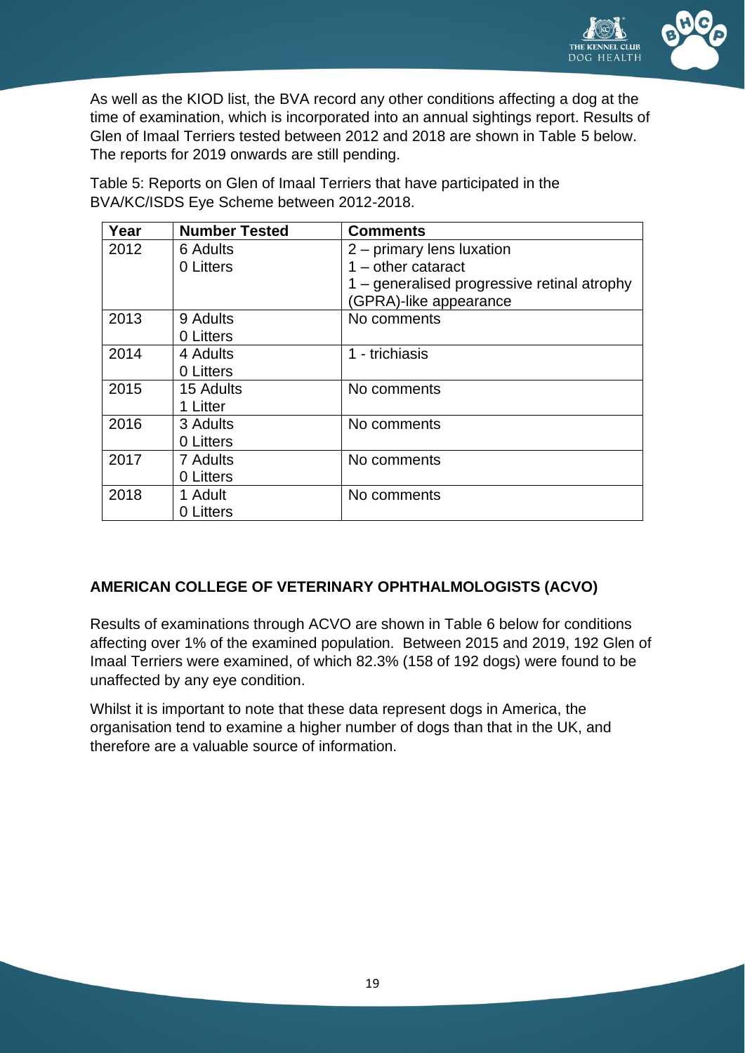As well as the KIOD list, the BVA record any other conditions affecting a dog at the time of examination, which is incorporated into an annual sightings report. Results of Glen of Imaal Terriers tested between 2012 and 2018 are shown in Table 5 below. The reports for 2019 onwards are still pending.

Table 5: Reports on Glen of Imaal Terriers that have participated in the BVA/KC/ISDS Eye Scheme between 2012-2018.

| Year | Number Tested | Comments |
|---|---|---|
| 2012 | 6 Adults<br>0 Litters | 2 – primary lens luxation<br>1 – other cataract<br>1 – generalised progressive retinal atrophy (GPRA)-like appearance |
| 2013 | 9 Adults<br>0 Litters | No comments |
| 2014 | 4 Adults<br>0 Litters | 1 - trichiasis |
| 2015 | 15 Adults<br>1 Litter | No comments |
| 2016 | 3 Adults<br>0 Litters | No comments |
| 2017 | 7 Adults<br>0 Litters | No comments |
| 2018 | 1 Adult<br>0 Litters | No comments |

## AMERICAN COLLEGE OF VETERINARY OPHTHALMOLOGISTS (ACVO)

Results of examinations through ACVO are shown in Table 6 below for conditions affecting over 1% of the examined population. Between 2015 and 2019, 192 Glen of Imaal Terriers were examined, of which 82.3% (158 of 192 dogs) were found to be unaffected by any eye condition.

Whilst it is important to note that these data represent dogs in America, the organisation tend to examine a higher number of dogs than that in the UK, and therefore are a valuable source of information.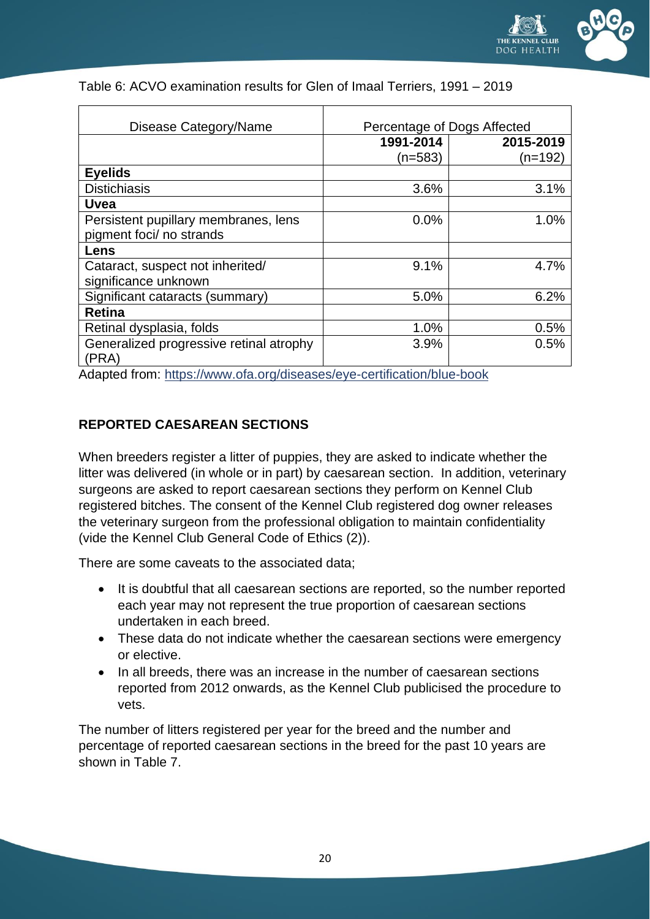Table 6: ACVO examination results for Glen of Imaal Terriers, 1991 – 2019

| Disease Category/Name | Percentage of Dogs Affected | |
|---|---|---|
| | **1991-2014** (n=583) | **2015-2019** (n=192) |
| **Eyelids** | | |
| Distichiasis | 3.6% | 3.1% |
| **Uvea** | | |
| Persistent pupillary membranes, lens pigment foci/ no strands | 0.0% | 1.0% |
| **Lens** | | |
| Cataract, suspect not inherited/ significance unknown | 9.1% | 4.7% |
| Significant cataracts (summary) | 5.0% | 6.2% |
| **Retina** | | |
| Retinal dysplasia, folds | 1.0% | 0.5% |
| Generalized progressive retinal atrophy (PRA) | 3.9% | 0.5% |

Adapted from: https://www.ofa.org/diseases/eye-certification/blue-book

## REPORTED CAESAREAN SECTIONS

When breeders register a litter of puppies, they are asked to indicate whether the litter was delivered (in whole or in part) by caesarean section. In addition, veterinary surgeons are asked to report caesarean sections they perform on Kennel Club registered bitches. The consent of the Kennel Club registered dog owner releases the veterinary surgeon from the professional obligation to maintain confidentiality (vide the Kennel Club General Code of Ethics (2)).

There are some caveats to the associated data;

- It is doubtful that all caesarean sections are reported, so the number reported each year may not represent the true proportion of caesarean sections undertaken in each breed.
- These data do not indicate whether the caesarean sections were emergency or elective.
- In all breeds, there was an increase in the number of caesarean sections reported from 2012 onwards, as the Kennel Club publicised the procedure to vets.

The number of litters registered per year for the breed and the number and percentage of reported caesarean sections in the breed for the past 10 years are shown in Table 7.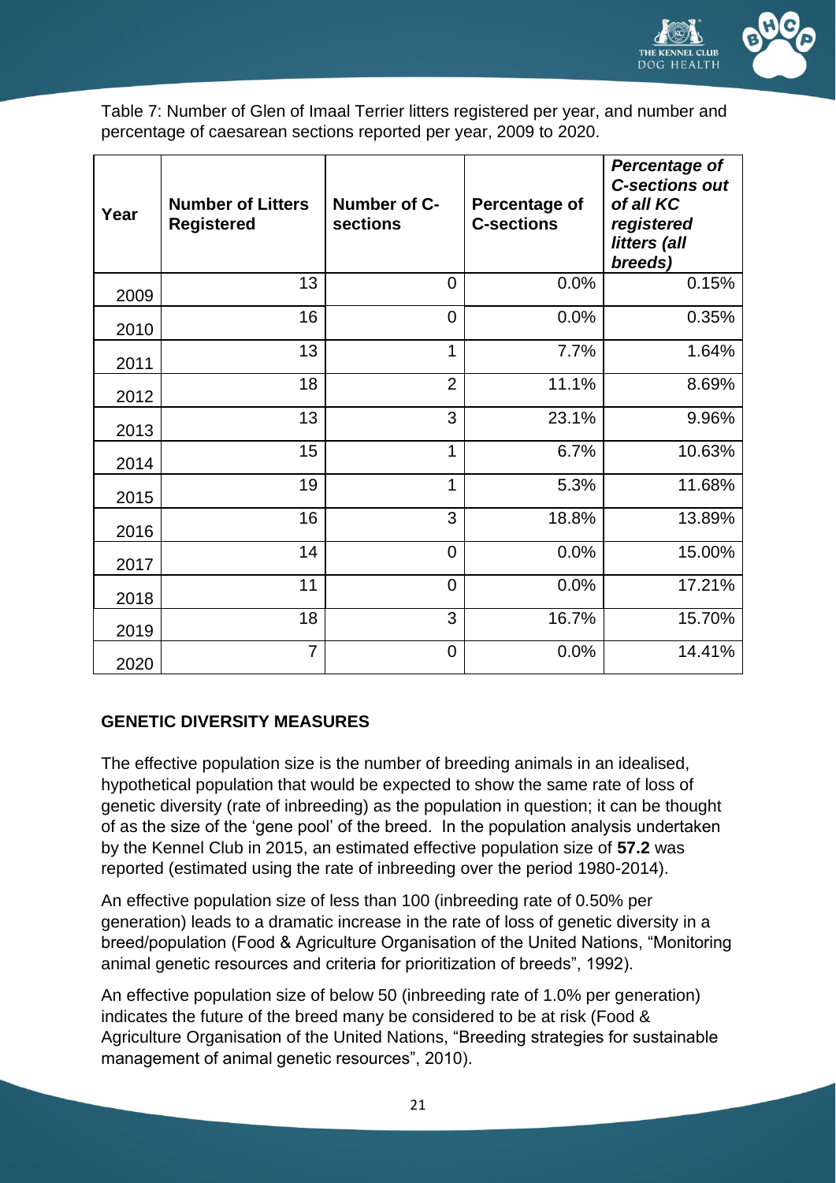Table 7: Number of Glen of Imaal Terrier litters registered per year, and number and percentage of caesarean sections reported per year, 2009 to 2020.

| Year | Number of Litters Registered | Number of C-sections | Percentage of C-sections | *Percentage of C-sections out of all KC registered litters (all breeds)* |
|---|---|---|---|---|
| 2009 | 13 | 0 | 0.0% | 0.15% |
| 2010 | 16 | 0 | 0.0% | 0.35% |
| 2011 | 13 | 1 | 7.7% | 1.64% |
| 2012 | 18 | 2 | 11.1% | 8.69% |
| 2013 | 13 | 3 | 23.1% | 9.96% |
| 2014 | 15 | 1 | 6.7% | 10.63% |
| 2015 | 19 | 1 | 5.3% | 11.68% |
| 2016 | 16 | 3 | 18.8% | 13.89% |
| 2017 | 14 | 0 | 0.0% | 15.00% |
| 2018 | 11 | 0 | 0.0% | 17.21% |
| 2019 | 18 | 3 | 16.7% | 15.70% |
| 2020 | 7 | 0 | 0.0% | 14.41% |

## GENETIC DIVERSITY MEASURES

The effective population size is the number of breeding animals in an idealised, hypothetical population that would be expected to show the same rate of loss of genetic diversity (rate of inbreeding) as the population in question; it can be thought of as the size of the 'gene pool' of the breed. In the population analysis undertaken by the Kennel Club in 2015, an estimated effective population size of **57.2** was reported (estimated using the rate of inbreeding over the period 1980-2014).

An effective population size of less than 100 (inbreeding rate of 0.50% per generation) leads to a dramatic increase in the rate of loss of genetic diversity in a breed/population (Food & Agriculture Organisation of the United Nations, "Monitoring animal genetic resources and criteria for prioritization of breeds", 1992).

An effective population size of below 50 (inbreeding rate of 1.0% per generation) indicates the future of the breed many be considered to be at risk (Food & Agriculture Organisation of the United Nations, "Breeding strategies for sustainable management of animal genetic resources", 2010).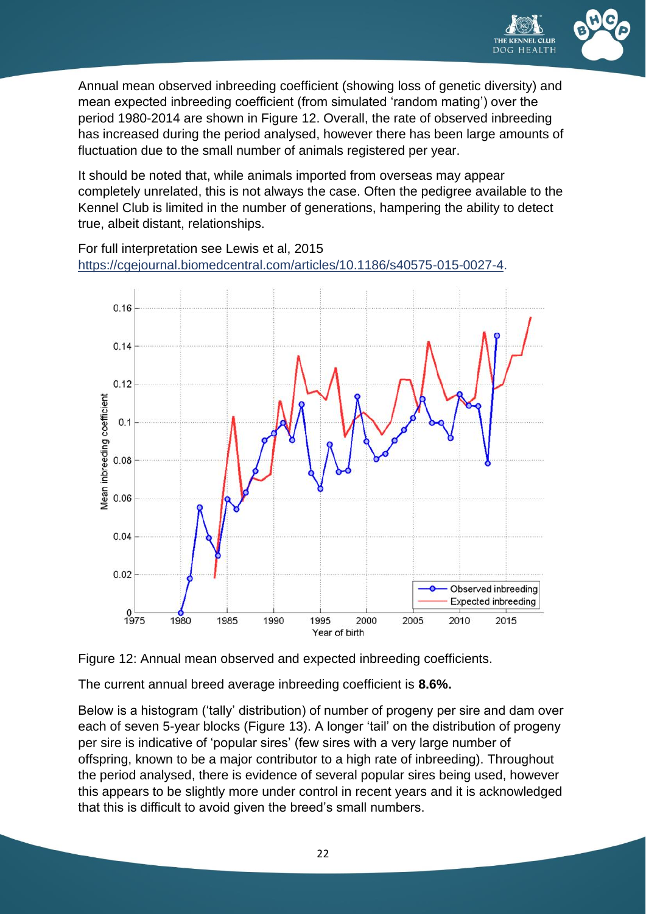Annual mean observed inbreeding coefficient (showing loss of genetic diversity) and mean expected inbreeding coefficient (from simulated 'random mating') over the period 1980-2014 are shown in Figure 12. Overall, the rate of observed inbreeding has increased during the period analysed, however there has been large amounts of fluctuation due to the small number of animals registered per year.

It should be noted that, while animals imported from overseas may appear completely unrelated, this is not always the case. Often the pedigree available to the Kennel Club is limited in the number of generations, hampering the ability to detect true, albeit distant, relationships.

For full interpretation see Lewis et al, 2015
https://cgejournal.biomedcentral.com/articles/10.1186/s40575-015-0027-4.

Figure 12: Annual mean observed and expected inbreeding coefficients.

The current annual breed average inbreeding coefficient is **8.6%.**

Below is a histogram ('tally' distribution) of number of progeny per sire and dam over each of seven 5-year blocks (Figure 13). A longer 'tail' on the distribution of progeny per sire is indicative of 'popular sires' (few sires with a very large number of offspring, known to be a major contributor to a high rate of inbreeding). Throughout the period analysed, there is evidence of several popular sires being used, however this appears to be slightly more under control in recent years and it is acknowledged that this is difficult to avoid given the breed's small numbers.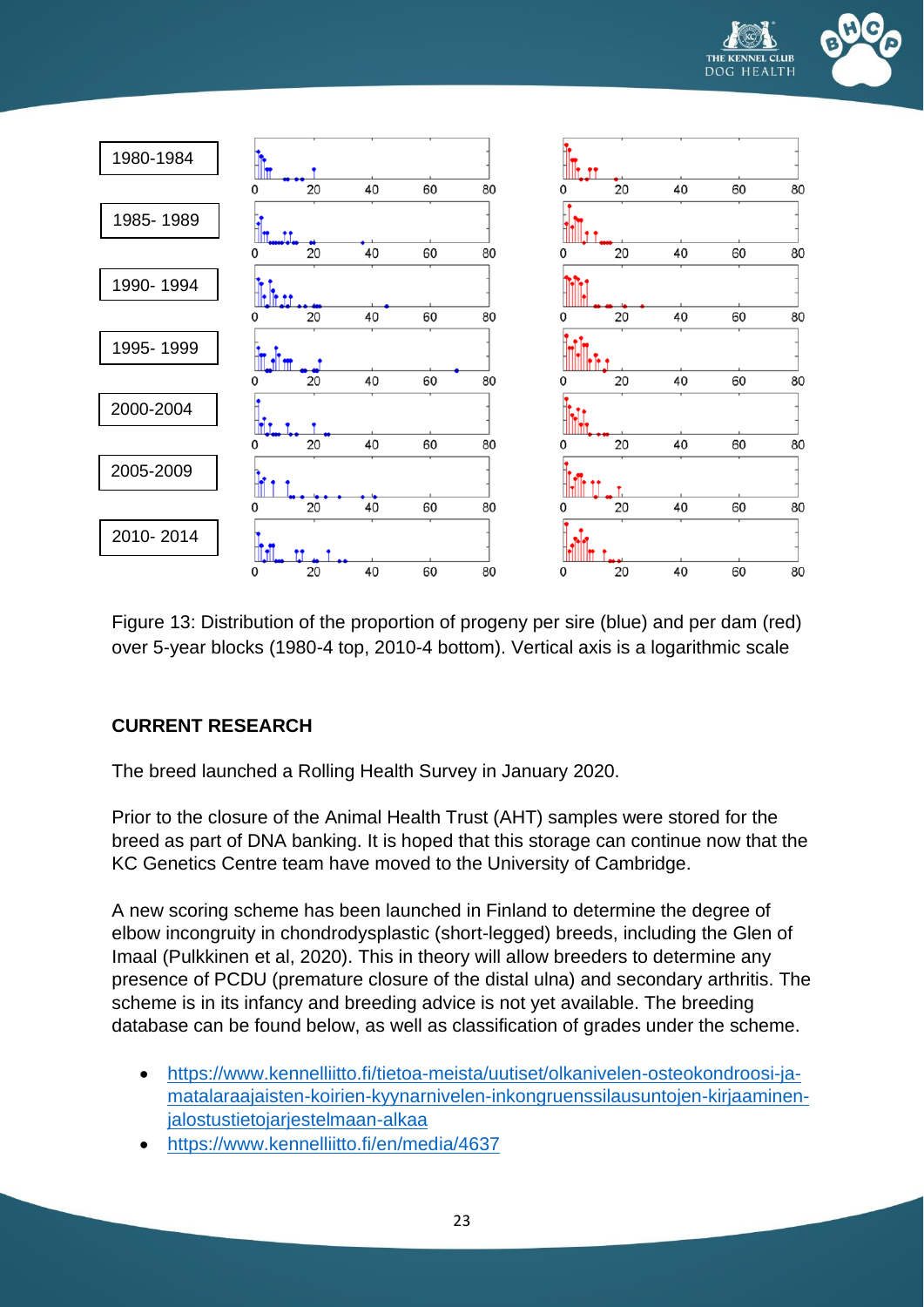Figure 13: Distribution of the proportion of progeny per sire (blue) and per dam (red) over 5-year blocks (1980-4 top, 2010-4 bottom). Vertical axis is a logarithmic scale

**CURRENT RESEARCH**

The breed launched a Rolling Health Survey in January 2020.

Prior to the closure of the Animal Health Trust (AHT) samples were stored for the breed as part of DNA banking. It is hoped that this storage can continue now that the KC Genetics Centre team have moved to the University of Cambridge.

A new scoring scheme has been launched in Finland to determine the degree of elbow incongruity in chondrodysplastic (short-legged) breeds, including the Glen of Imaal (Pulkkinen et al, 2020). This in theory will allow breeders to determine any presence of PCDU (premature closure of the distal ulna) and secondary arthritis. The scheme is in its infancy and breeding advice is not yet available. The breeding database can be found below, as well as classification of grades under the scheme.

- https://www.kennelliitto.fi/tietoa-meista/uutiset/olkanivelen-osteokondroosi-ja-matalaraajaisten-koirien-kyynarnivelen-inkongruenssilausuntojen-kirjaaminen-jalostustietojarjestelmaan-alkaa
- https://www.kennelliitto.fi/en/media/4637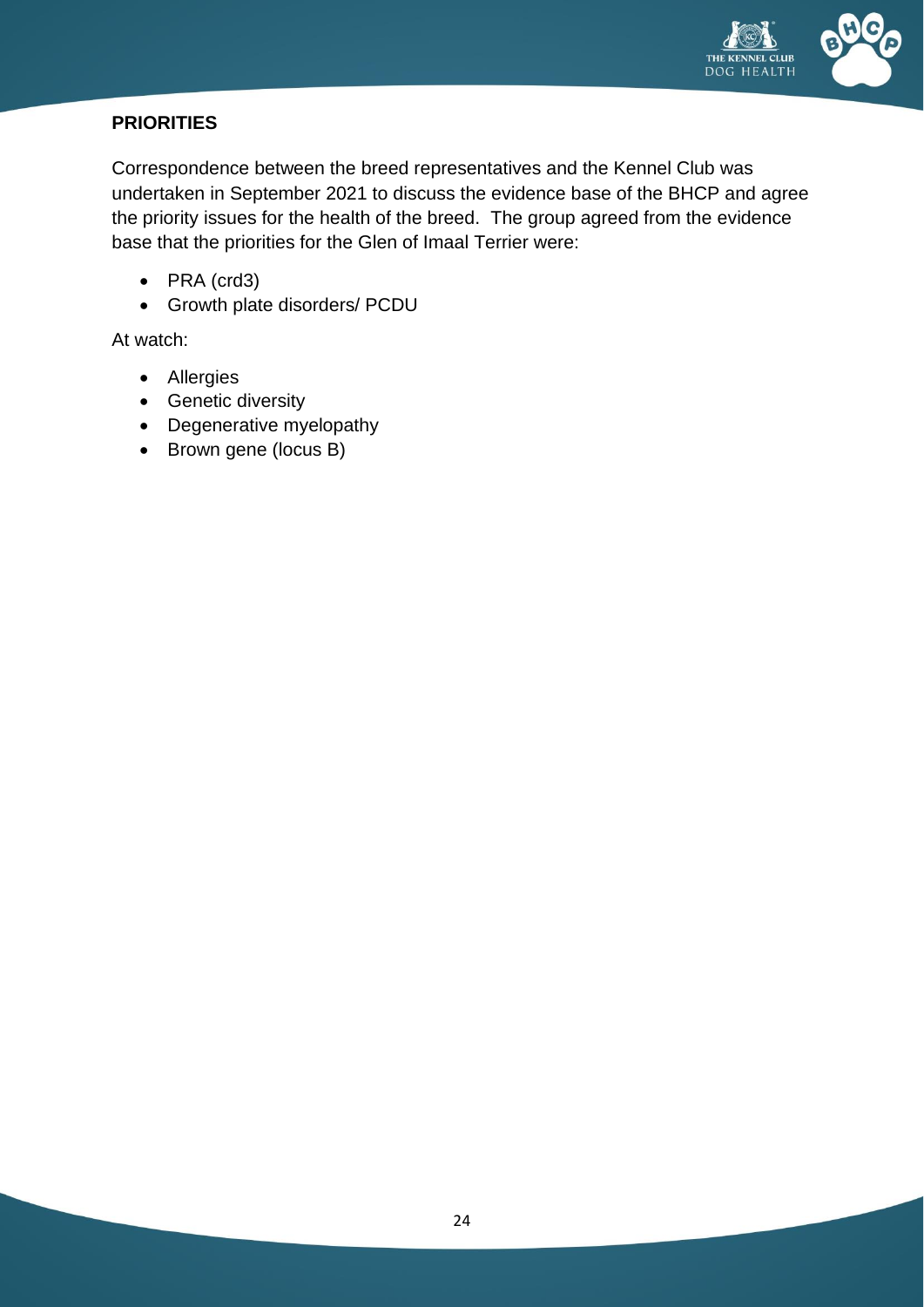## PRIORITIES

Correspondence between the breed representatives and the Kennel Club was undertaken in September 2021 to discuss the evidence base of the BHCP and agree the priority issues for the health of the breed. The group agreed from the evidence base that the priorities for the Glen of Imaal Terrier were:

- PRA (crd3)
- Growth plate disorders/ PCDU

At watch:

- Allergies
- Genetic diversity
- Degenerative myelopathy
- Brown gene (locus B)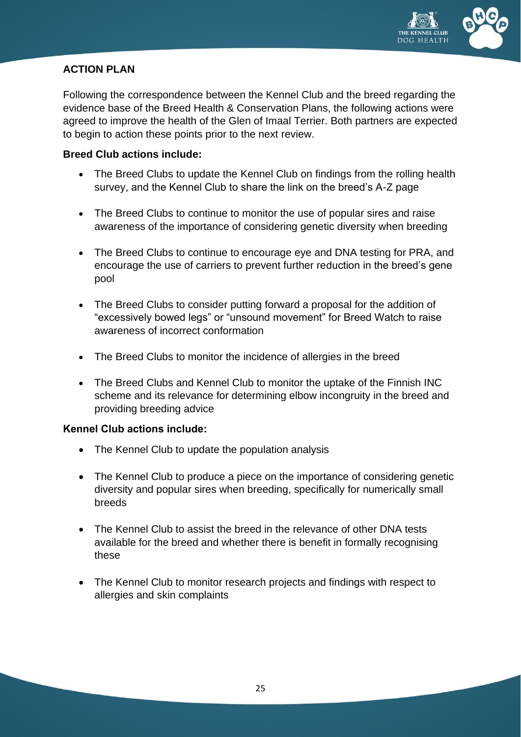**ACTION PLAN**

Following the correspondence between the Kennel Club and the breed regarding the evidence base of the Breed Health & Conservation Plans, the following actions were agreed to improve the health of the Glen of Imaal Terrier. Both partners are expected to begin to action these points prior to the next review.

**Breed Club actions include:**

- The Breed Clubs to update the Kennel Club on findings from the rolling health survey, and the Kennel Club to share the link on the breed's A-Z page
- The Breed Clubs to continue to monitor the use of popular sires and raise awareness of the importance of considering genetic diversity when breeding
- The Breed Clubs to continue to encourage eye and DNA testing for PRA, and encourage the use of carriers to prevent further reduction in the breed's gene pool
- The Breed Clubs to consider putting forward a proposal for the addition of "excessively bowed legs" or "unsound movement" for Breed Watch to raise awareness of incorrect conformation
- The Breed Clubs to monitor the incidence of allergies in the breed
- The Breed Clubs and Kennel Club to monitor the uptake of the Finnish INC scheme and its relevance for determining elbow incongruity in the breed and providing breeding advice

**Kennel Club actions include:**

- The Kennel Club to update the population analysis
- The Kennel Club to produce a piece on the importance of considering genetic diversity and popular sires when breeding, specifically for numerically small breeds
- The Kennel Club to assist the breed in the relevance of other DNA tests available for the breed and whether there is benefit in formally recognising these
- The Kennel Club to monitor research projects and findings with respect to allergies and skin complaints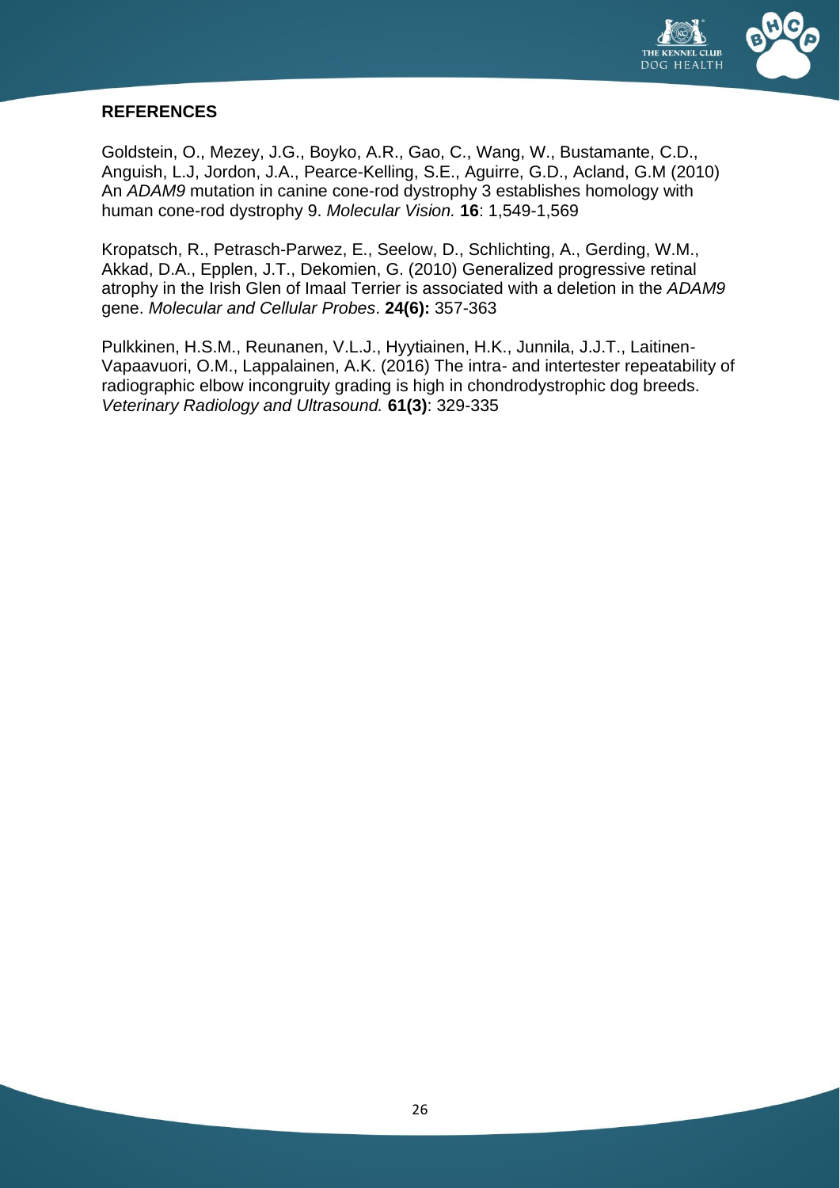## REFERENCES

Goldstein, O., Mezey, J.G., Boyko, A.R., Gao, C., Wang, W., Bustamante, C.D., Anguish, L.J, Jordon, J.A., Pearce-Kelling, S.E., Aguirre, G.D., Acland, G.M (2010) An *ADAM9* mutation in canine cone-rod dystrophy 3 establishes homology with human cone-rod dystrophy 9. *Molecular Vision.* **16**: 1,549-1,569

Kropatsch, R., Petrasch-Parwez, E., Seelow, D., Schlichting, A., Gerding, W.M., Akkad, D.A., Epplen, J.T., Dekomien, G. (2010) Generalized progressive retinal atrophy in the Irish Glen of Imaal Terrier is associated with a deletion in the *ADAM9* gene. *Molecular and Cellular Probes*. **24(6):** 357-363

Pulkkinen, H.S.M., Reunanen, V.L.J., Hyytiainen, H.K., Junnila, J.J.T., Laitinen-Vapaavuori, O.M., Lappalainen, A.K. (2016) The intra- and intertester repeatability of radiographic elbow incongruity grading is high in chondrodystrophic dog breeds. *Veterinary Radiology and Ultrasound.* **61(3)**: 329-335